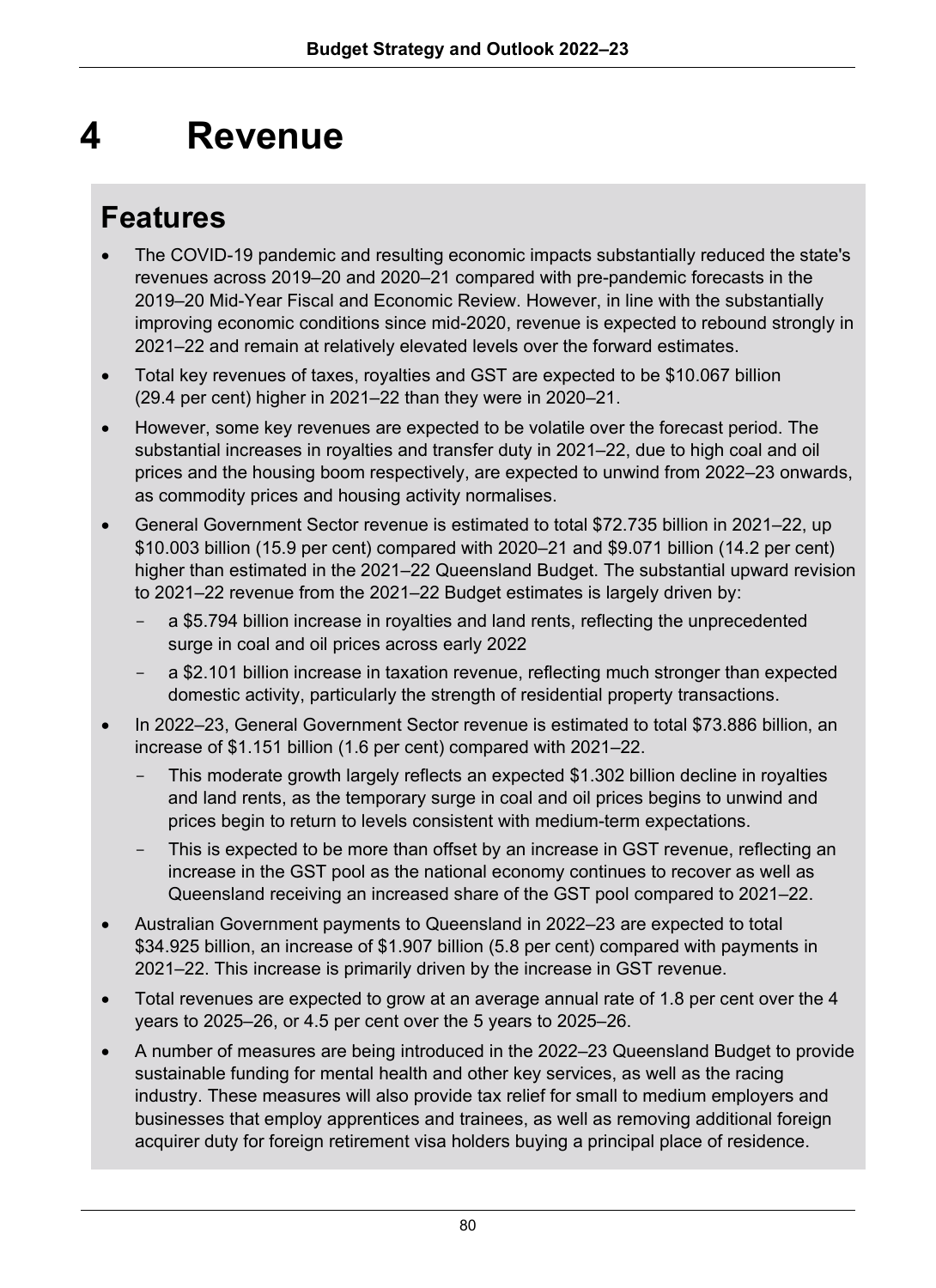# 4 Revenue

## Features

- The COVID-19 pandemic and resulting economic impacts substantially reduced the state's revenues across 2019–20 and 2020–21 compared with pre-pandemic forecasts in the 2019–20 Mid-Year Fiscal and Economic Review. However, in line with the substantially improving economic conditions since mid-2020, revenue is expected to rebound strongly in 2021–22 and remain at relatively elevated levels over the forward estimates.
- Total key revenues of taxes, royalties and GST are expected to be $10.067 billion (29.4 per cent) higher in 2021–22 than they were in 2020–21.
- However, some key revenues are expected to be volatile over the forecast period. The substantial increases in royalties and transfer duty in 2021–22, due to high coal and oil prices and the housing boom respectively, are expected to unwind from 2022–23 onwards, as commodity prices and housing activity normalises.
- General Government Sector revenue is estimated to total $72.735 billion in 2021–22, up $10.003 billion (15.9 per cent) compared with 2020–21 and $9.071 billion (14.2 per cent) higher than estimated in the 2021–22 Queensland Budget. The substantial upward revision to 2021–22 revenue from the 2021–22 Budget estimates is largely driven by:
  - a $5.794 billion increase in royalties and land rents, reflecting the unprecedented surge in coal and oil prices across early 2022
  - a $2.101 billion increase in taxation revenue, reflecting much stronger than expected domestic activity, particularly the strength of residential property transactions.
- In 2022–23, General Government Sector revenue is estimated to total $73.886 billion, an increase of $1.151 billion (1.6 per cent) compared with 2021–22.
  - This moderate growth largely reflects an expected $1.302 billion decline in royalties and land rents, as the temporary surge in coal and oil prices begins to unwind and prices begin to return to levels consistent with medium-term expectations.
  - This is expected to be more than offset by an increase in GST revenue, reflecting an increase in the GST pool as the national economy continues to recover as well as Queensland receiving an increased share of the GST pool compared to 2021–22.
- Australian Government payments to Queensland in 2022–23 are expected to total $34.925 billion, an increase of $1.907 billion (5.8 per cent) compared with payments in 2021–22. This increase is primarily driven by the increase in GST revenue.
- Total revenues are expected to grow at an average annual rate of 1.8 per cent over the 4 years to 2025–26, or 4.5 per cent over the 5 years to 2025–26.
- A number of measures are being introduced in the 2022–23 Queensland Budget to provide sustainable funding for mental health and other key services, as well as the racing industry. These measures will also provide tax relief for small to medium employers and businesses that employ apprentices and trainees, as well as removing additional foreign acquirer duty for foreign retirement visa holders buying a principal place of residence.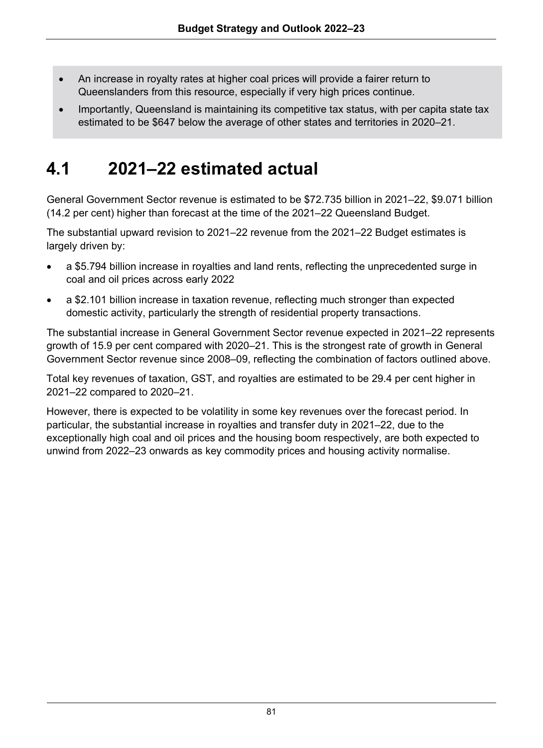- An increase in royalty rates at higher coal prices will provide a fairer return to Queenslanders from this resource, especially if very high prices continue.
- Importantly, Queensland is maintaining its competitive tax status, with per capita state tax estimated to be $647 below the average of other states and territories in 2020–21.

# 4.1 2021–22 estimated actual

General Government Sector revenue is estimated to be $72.735 billion in 2021–22, $9.071 billion (14.2 per cent) higher than forecast at the time of the 2021–22 Queensland Budget.

The substantial upward revision to 2021–22 revenue from the 2021–22 Budget estimates is largely driven by:

- a $5.794 billion increase in royalties and land rents, reflecting the unprecedented surge in coal and oil prices across early 2022
- a $2.101 billion increase in taxation revenue, reflecting much stronger than expected domestic activity, particularly the strength of residential property transactions.

The substantial increase in General Government Sector revenue expected in 2021–22 represents growth of 15.9 per cent compared with 2020–21. This is the strongest rate of growth in General Government Sector revenue since 2008–09, reflecting the combination of factors outlined above.

Total key revenues of taxation, GST, and royalties are estimated to be 29.4 per cent higher in 2021–22 compared to 2020–21.

However, there is expected to be volatility in some key revenues over the forecast period. In particular, the substantial increase in royalties and transfer duty in 2021–22, due to the exceptionally high coal and oil prices and the housing boom respectively, are both expected to unwind from 2022–23 onwards as key commodity prices and housing activity normalise.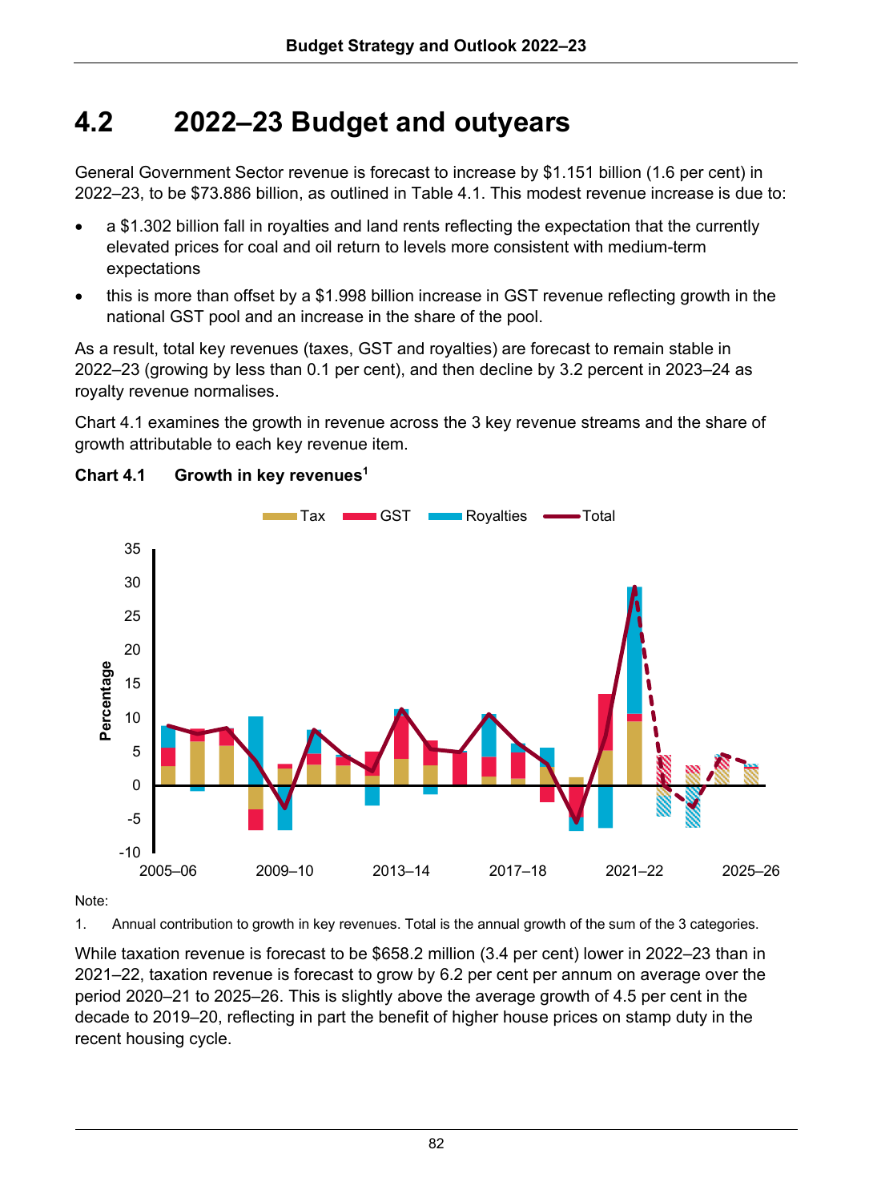## 4.2 2022–23 Budget and outyears

General Government Sector revenue is forecast to increase by $1.151 billion (1.6 per cent) in 2022–23, to be $73.886 billion, as outlined in Table 4.1. This modest revenue increase is due to:

- a $1.302 billion fall in royalties and land rents reflecting the expectation that the currently elevated prices for coal and oil return to levels more consistent with medium-term expectations
- this is more than offset by a $1.998 billion increase in GST revenue reflecting growth in the national GST pool and an increase in the share of the pool.

As a result, total key revenues (taxes, GST and royalties) are forecast to remain stable in 2022–23 (growing by less than 0.1 per cent), and then decline by 3.2 percent in 2023–24 as royalty revenue normalises.

Chart 4.1 examines the growth in revenue across the 3 key revenue streams and the share of growth attributable to each key revenue item.

**Chart 4.1 Growth in key revenues[1]**

Note:

1. Annual contribution to growth in key revenues. Total is the annual growth of the sum of the 3 categories.

While taxation revenue is forecast to be $658.2 million (3.4 per cent) lower in 2022–23 than in 2021–22, taxation revenue is forecast to grow by 6.2 per cent per annum on average over the period 2020–21 to 2025–26. This is slightly above the average growth of 4.5 per cent in the decade to 2019–20, reflecting in part the benefit of higher house prices on stamp duty in the recent housing cycle.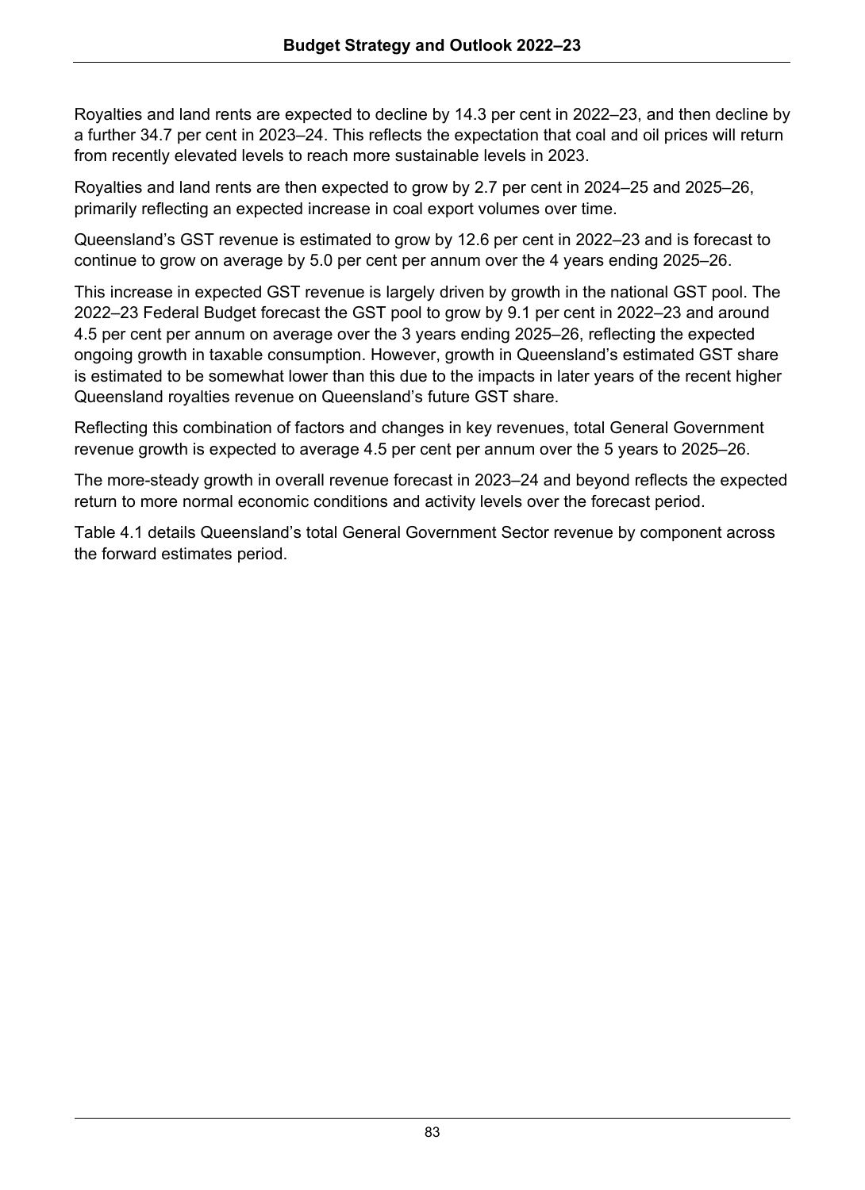Royalties and land rents are expected to decline by 14.3 per cent in 2022–23, and then decline by a further 34.7 per cent in 2023–24. This reflects the expectation that coal and oil prices will return from recently elevated levels to reach more sustainable levels in 2023.

Royalties and land rents are then expected to grow by 2.7 per cent in 2024–25 and 2025–26, primarily reflecting an expected increase in coal export volumes over time.

Queensland's GST revenue is estimated to grow by 12.6 per cent in 2022–23 and is forecast to continue to grow on average by 5.0 per cent per annum over the 4 years ending 2025–26.

This increase in expected GST revenue is largely driven by growth in the national GST pool. The 2022–23 Federal Budget forecast the GST pool to grow by 9.1 per cent in 2022–23 and around 4.5 per cent per annum on average over the 3 years ending 2025–26, reflecting the expected ongoing growth in taxable consumption. However, growth in Queensland's estimated GST share is estimated to be somewhat lower than this due to the impacts in later years of the recent higher Queensland royalties revenue on Queensland's future GST share.

Reflecting this combination of factors and changes in key revenues, total General Government revenue growth is expected to average 4.5 per cent per annum over the 5 years to 2025–26.

The more-steady growth in overall revenue forecast in 2023–24 and beyond reflects the expected return to more normal economic conditions and activity levels over the forecast period.

Table 4.1 details Queensland's total General Government Sector revenue by component across the forward estimates period.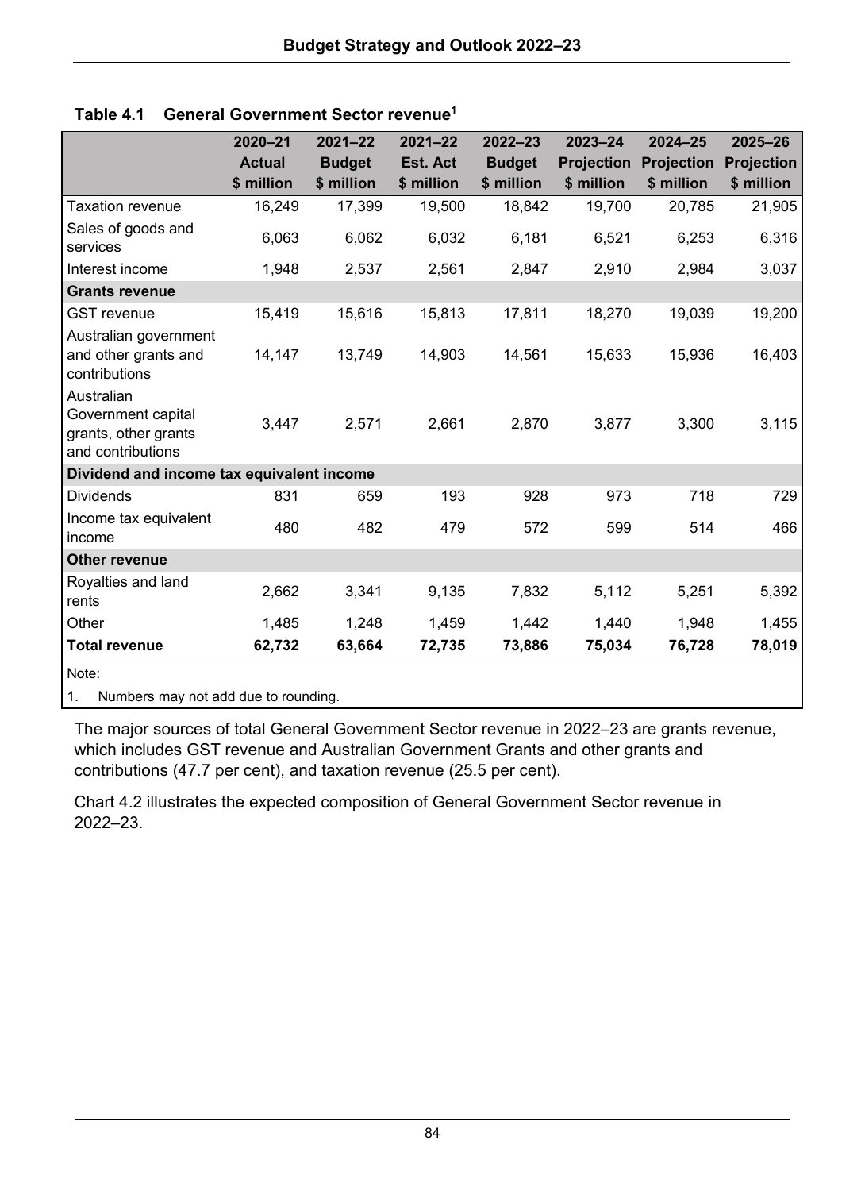**Table 4.1 General Government Sector revenue[1]**

| | 2020–21 Actual $ million | 2021–22 Budget $ million | 2021–22 Est. Act $ million | 2022–23 Budget $ million | 2023–24 Projection $ million | 2024–25 Projection $ million | 2025–26 Projection $ million |
|---|---|---|---|---|---|---|---|
| Taxation revenue | 16,249 | 17,399 | 19,500 | 18,842 | 19,700 | 20,785 | 21,905 |
| Sales of goods and services | 6,063 | 6,062 | 6,032 | 6,181 | 6,521 | 6,253 | 6,316 |
| Interest income | 1,948 | 2,537 | 2,561 | 2,847 | 2,910 | 2,984 | 3,037 |
| **Grants revenue** | | | | | | | |
| GST revenue | 15,419 | 15,616 | 15,813 | 17,811 | 18,270 | 19,039 | 19,200 |
| Australian government and other grants and contributions | 14,147 | 13,749 | 14,903 | 14,561 | 15,633 | 15,936 | 16,403 |
| Australian Government capital grants, other grants and contributions | 3,447 | 2,571 | 2,661 | 2,870 | 3,877 | 3,300 | 3,115 |
| **Dividend and income tax equivalent income** | | | | | | | |
| Dividends | 831 | 659 | 193 | 928 | 973 | 718 | 729 |
| Income tax equivalent income | 480 | 482 | 479 | 572 | 599 | 514 | 466 |
| **Other revenue** | | | | | | | |
| Royalties and land rents | 2,662 | 3,341 | 9,135 | 7,832 | 5,112 | 5,251 | 5,392 |
| Other | 1,485 | 1,248 | 1,459 | 1,442 | 1,440 | 1,948 | 1,455 |
| **Total revenue** | **62,732** | **63,664** | **72,735** | **73,886** | **75,034** | **76,728** | **78,019** |

Note:

1. Numbers may not add due to rounding.

The major sources of total General Government Sector revenue in 2022–23 are grants revenue, which includes GST revenue and Australian Government Grants and other grants and contributions (47.7 per cent), and taxation revenue (25.5 per cent).

Chart 4.2 illustrates the expected composition of General Government Sector revenue in 2022–23.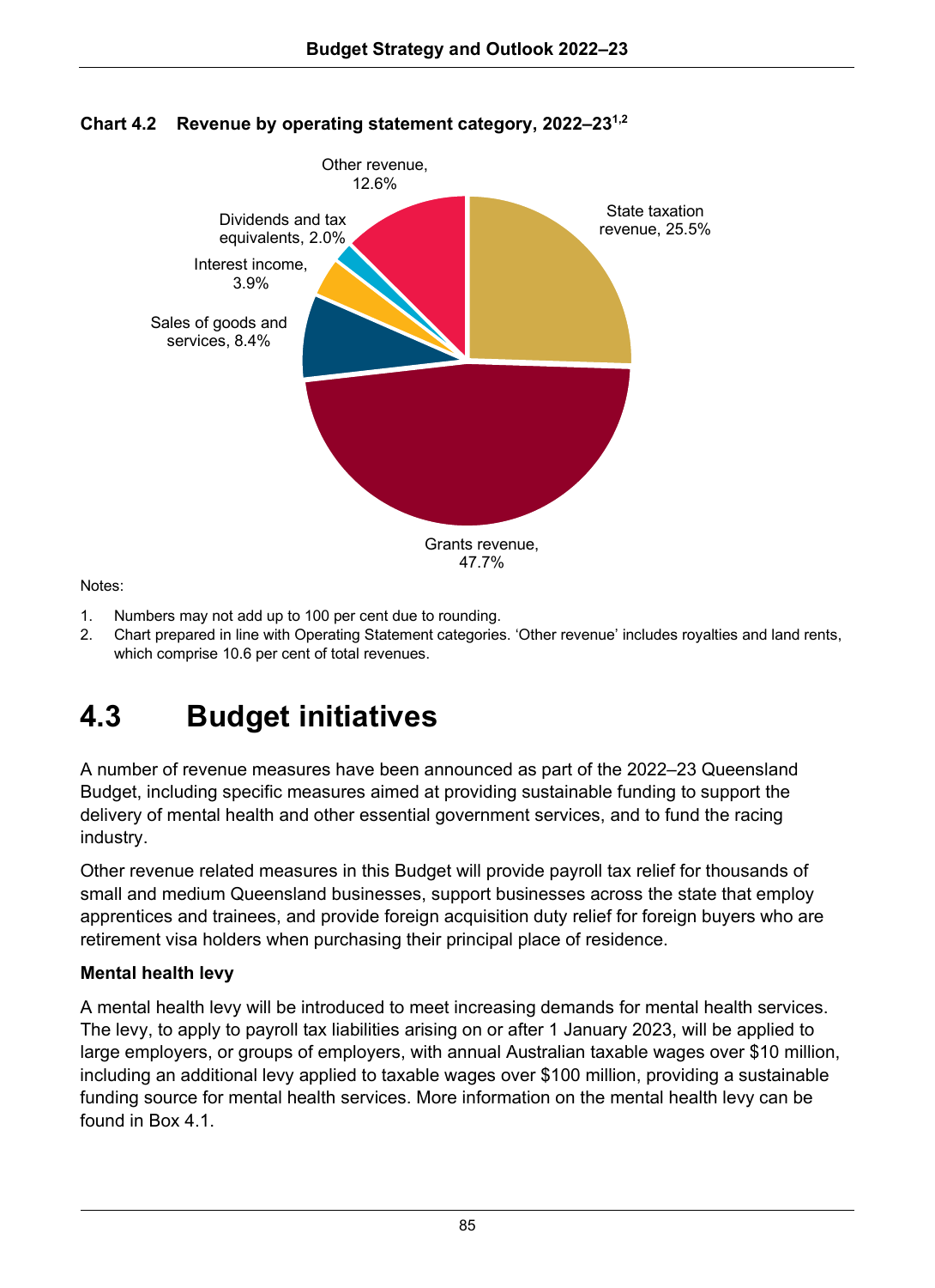**Chart 4.2 Revenue by operating statement category, 2022–23[1,2]**

| Category | Share |
| --- | --- |
| State taxation revenue | 25.5% |
| Grants revenue | 47.7% |
| Sales of goods and services | 8.4% |
| Interest income | 3.9% |
| Dividends and tax equivalents | 2.0% |
| Other revenue | 12.6% |

Notes:

1. Numbers may not add up to 100 per cent due to rounding.
2. Chart prepared in line with Operating Statement categories. 'Other revenue' includes royalties and land rents, which comprise 10.6 per cent of total revenues.

# 4.3 Budget initiatives

A number of revenue measures have been announced as part of the 2022–23 Queensland Budget, including specific measures aimed at providing sustainable funding to support the delivery of mental health and other essential government services, and to fund the racing industry.

Other revenue related measures in this Budget will provide payroll tax relief for thousands of small and medium Queensland businesses, support businesses across the state that employ apprentices and trainees, and provide foreign acquisition duty relief for foreign buyers who are retirement visa holders when purchasing their principal place of residence.

### Mental health levy

A mental health levy will be introduced to meet increasing demands for mental health services. The levy, to apply to payroll tax liabilities arising on or after 1 January 2023, will be applied to large employers, or groups of employers, with annual Australian taxable wages over $10 million, including an additional levy applied to taxable wages over $100 million, providing a sustainable funding source for mental health services. More information on the mental health levy can be found in Box 4.1.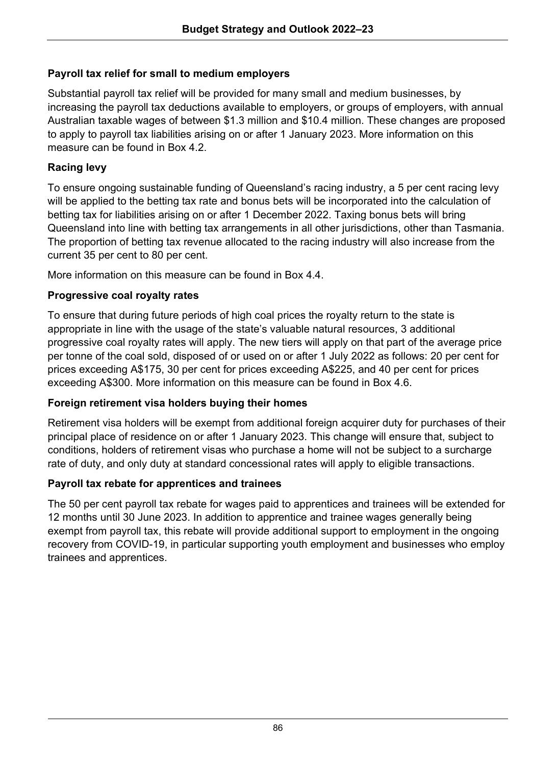**Payroll tax relief for small to medium employers**

Substantial payroll tax relief will be provided for many small and medium businesses, by increasing the payroll tax deductions available to employers, or groups of employers, with annual Australian taxable wages of between $1.3 million and $10.4 million. These changes are proposed to apply to payroll tax liabilities arising on or after 1 January 2023. More information on this measure can be found in Box 4.2.

**Racing levy**

To ensure ongoing sustainable funding of Queensland's racing industry, a 5 per cent racing levy will be applied to the betting tax rate and bonus bets will be incorporated into the calculation of betting tax for liabilities arising on or after 1 December 2022. Taxing bonus bets will bring Queensland into line with betting tax arrangements in all other jurisdictions, other than Tasmania. The proportion of betting tax revenue allocated to the racing industry will also increase from the current 35 per cent to 80 per cent.

More information on this measure can be found in Box 4.4.

**Progressive coal royalty rates**

To ensure that during future periods of high coal prices the royalty return to the state is appropriate in line with the usage of the state's valuable natural resources, 3 additional progressive coal royalty rates will apply. The new tiers will apply on that part of the average price per tonne of the coal sold, disposed of or used on or after 1 July 2022 as follows: 20 per cent for prices exceeding A$175, 30 per cent for prices exceeding A$225, and 40 per cent for prices exceeding A$300. More information on this measure can be found in Box 4.6.

**Foreign retirement visa holders buying their homes**

Retirement visa holders will be exempt from additional foreign acquirer duty for purchases of their principal place of residence on or after 1 January 2023. This change will ensure that, subject to conditions, holders of retirement visas who purchase a home will not be subject to a surcharge rate of duty, and only duty at standard concessional rates will apply to eligible transactions.

**Payroll tax rebate for apprentices and trainees**

The 50 per cent payroll tax rebate for wages paid to apprentices and trainees will be extended for 12 months until 30 June 2023. In addition to apprentice and trainee wages generally being exempt from payroll tax, this rebate will provide additional support to employment in the ongoing recovery from COVID-19, in particular supporting youth employment and businesses who employ trainees and apprentices.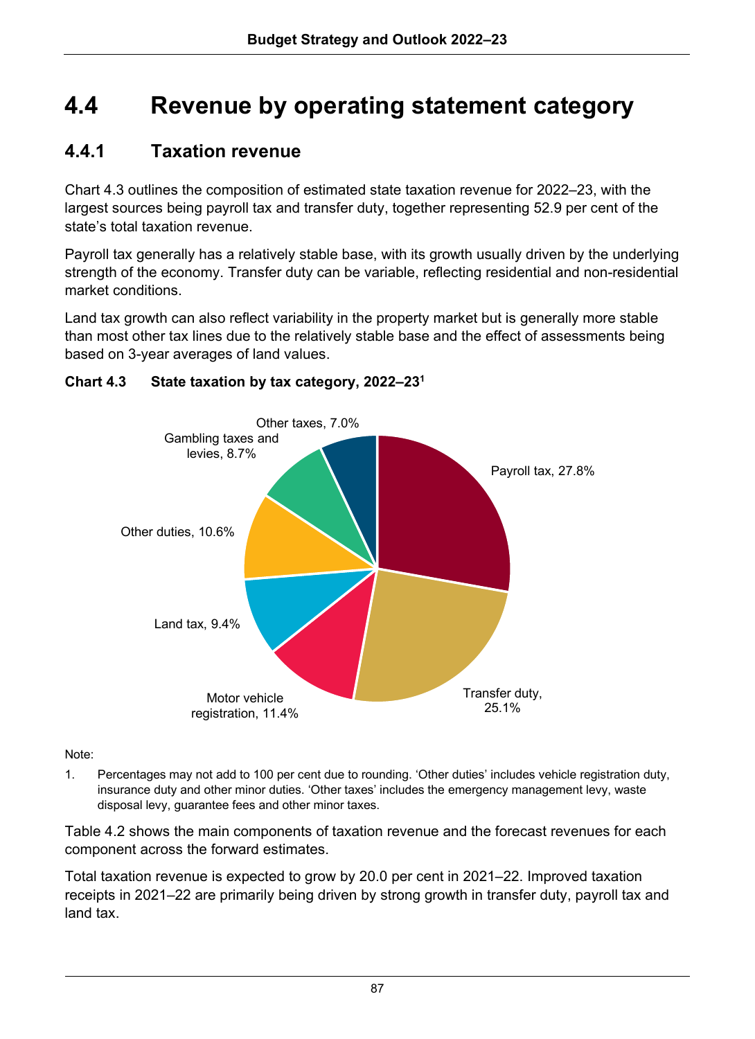# 4.4 Revenue by operating statement category

## 4.4.1 Taxation revenue

Chart 4.3 outlines the composition of estimated state taxation revenue for 2022–23, with the largest sources being payroll tax and transfer duty, together representing 52.9 per cent of the state's total taxation revenue.

Payroll tax generally has a relatively stable base, with its growth usually driven by the underlying strength of the economy. Transfer duty can be variable, reflecting residential and non-residential market conditions.

Land tax growth can also reflect variability in the property market but is generally more stable than most other tax lines due to the relatively stable base and the effect of assessments being based on 3-year averages of land values.

**Chart 4.3 State taxation by tax category, 2022–23[1]**

Payroll tax, 27.8%
Transfer duty, 25.1%
Motor vehicle registration, 11.4%
Land tax, 9.4%
Other duties, 10.6%
Gambling taxes and levies, 8.7%
Other taxes, 7.0%

Note:

1. Percentages may not add to 100 per cent due to rounding. 'Other duties' includes vehicle registration duty, insurance duty and other minor duties. 'Other taxes' includes the emergency management levy, waste disposal levy, guarantee fees and other minor taxes.

Table 4.2 shows the main components of taxation revenue and the forecast revenues for each component across the forward estimates.

Total taxation revenue is expected to grow by 20.0 per cent in 2021–22. Improved taxation receipts in 2021–22 are primarily being driven by strong growth in transfer duty, payroll tax and land tax.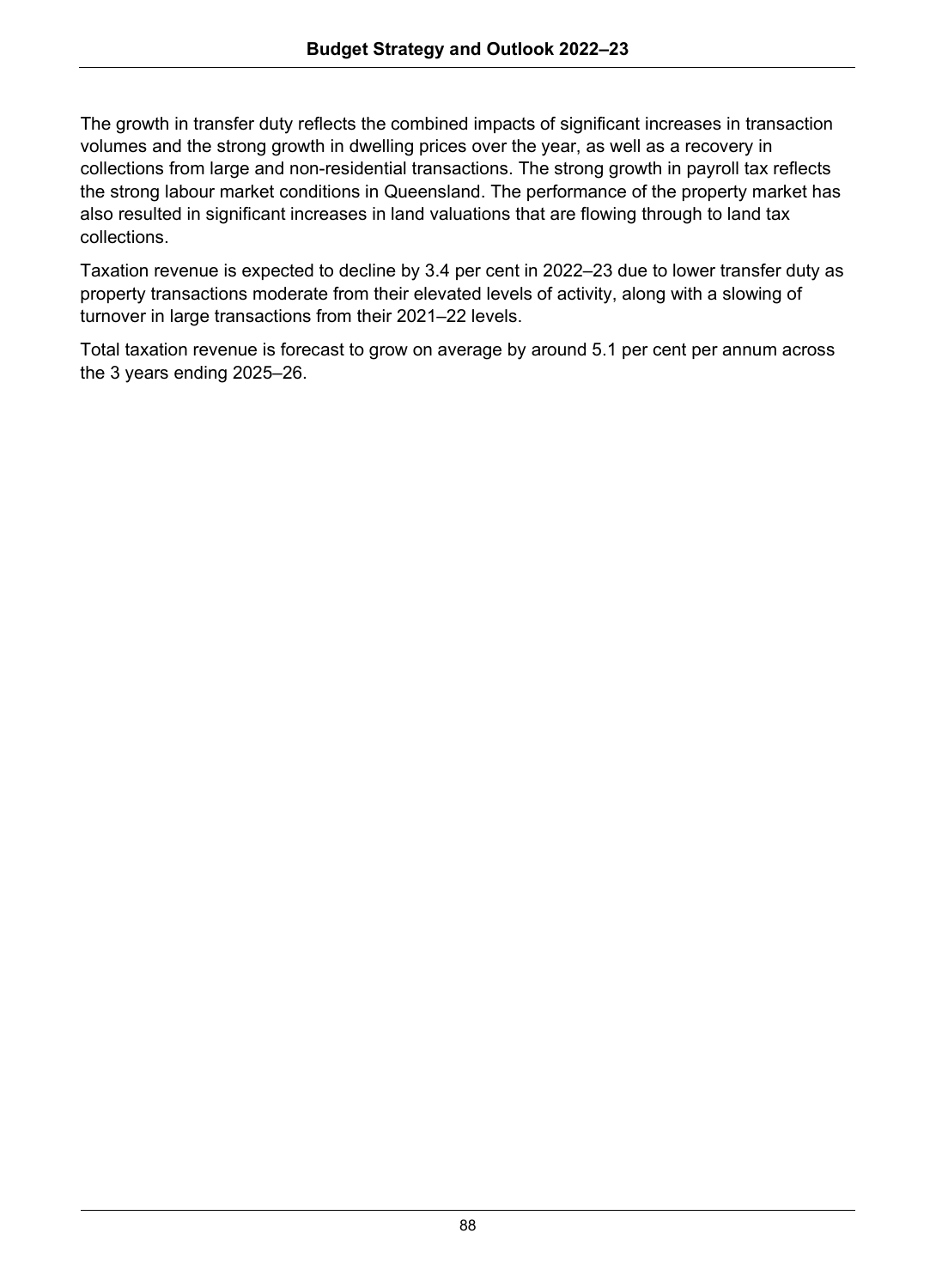The growth in transfer duty reflects the combined impacts of significant increases in transaction volumes and the strong growth in dwelling prices over the year, as well as a recovery in collections from large and non-residential transactions. The strong growth in payroll tax reflects the strong labour market conditions in Queensland. The performance of the property market has also resulted in significant increases in land valuations that are flowing through to land tax collections.

Taxation revenue is expected to decline by 3.4 per cent in 2022–23 due to lower transfer duty as property transactions moderate from their elevated levels of activity, along with a slowing of turnover in large transactions from their 2021–22 levels.

Total taxation revenue is forecast to grow on average by around 5.1 per cent per annum across the 3 years ending 2025–26.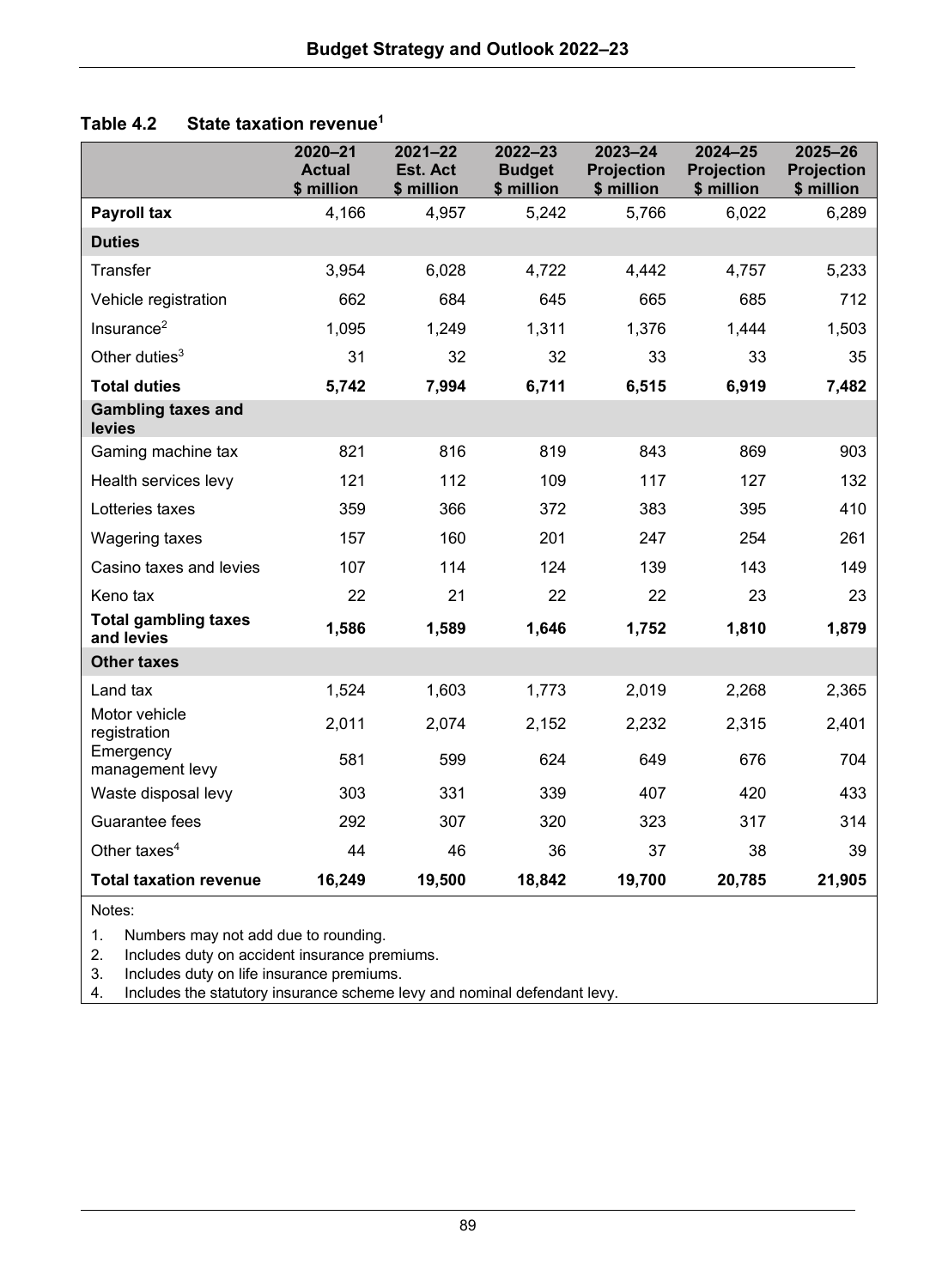**Table 4.2 State taxation revenue[1]**

| | 2020–21 Actual $ million | 2021–22 Est. Act $ million | 2022–23 Budget $ million | 2023–24 Projection $ million | 2024–25 Projection $ million | 2025–26 Projection $ million |
|---|---|---|---|---|---|---|
| **Payroll tax** | 4,166 | 4,957 | 5,242 | 5,766 | 6,022 | 6,289 |
| **Duties** | | | | | | |
| Transfer | 3,954 | 6,028 | 4,722 | 4,442 | 4,757 | 5,233 |
| Vehicle registration | 662 | 684 | 645 | 665 | 685 | 712 |
| Insurance[2] | 1,095 | 1,249 | 1,311 | 1,376 | 1,444 | 1,503 |
| Other duties[3] | 31 | 32 | 32 | 33 | 33 | 35 |
| **Total duties** | **5,742** | **7,994** | **6,711** | **6,515** | **6,919** | **7,482** |
| **Gambling taxes and levies** | | | | | | |
| Gaming machine tax | 821 | 816 | 819 | 843 | 869 | 903 |
| Health services levy | 121 | 112 | 109 | 117 | 127 | 132 |
| Lotteries taxes | 359 | 366 | 372 | 383 | 395 | 410 |
| Wagering taxes | 157 | 160 | 201 | 247 | 254 | 261 |
| Casino taxes and levies | 107 | 114 | 124 | 139 | 143 | 149 |
| Keno tax | 22 | 21 | 22 | 22 | 23 | 23 |
| **Total gambling taxes and levies** | **1,586** | **1,589** | **1,646** | **1,752** | **1,810** | **1,879** |
| **Other taxes** | | | | | | |
| Land tax | 1,524 | 1,603 | 1,773 | 2,019 | 2,268 | 2,365 |
| Motor vehicle registration | 2,011 | 2,074 | 2,152 | 2,232 | 2,315 | 2,401 |
| Emergency management levy | 581 | 599 | 624 | 649 | 676 | 704 |
| Waste disposal levy | 303 | 331 | 339 | 407 | 420 | 433 |
| Guarantee fees | 292 | 307 | 320 | 323 | 317 | 314 |
| Other taxes[4] | 44 | 46 | 36 | 37 | 38 | 39 |
| **Total taxation revenue** | **16,249** | **19,500** | **18,842** | **19,700** | **20,785** | **21,905** |

Notes:

1. Numbers may not add due to rounding.
2. Includes duty on accident insurance premiums.
3. Includes duty on life insurance premiums.
4. Includes the statutory insurance scheme levy and nominal defendant levy.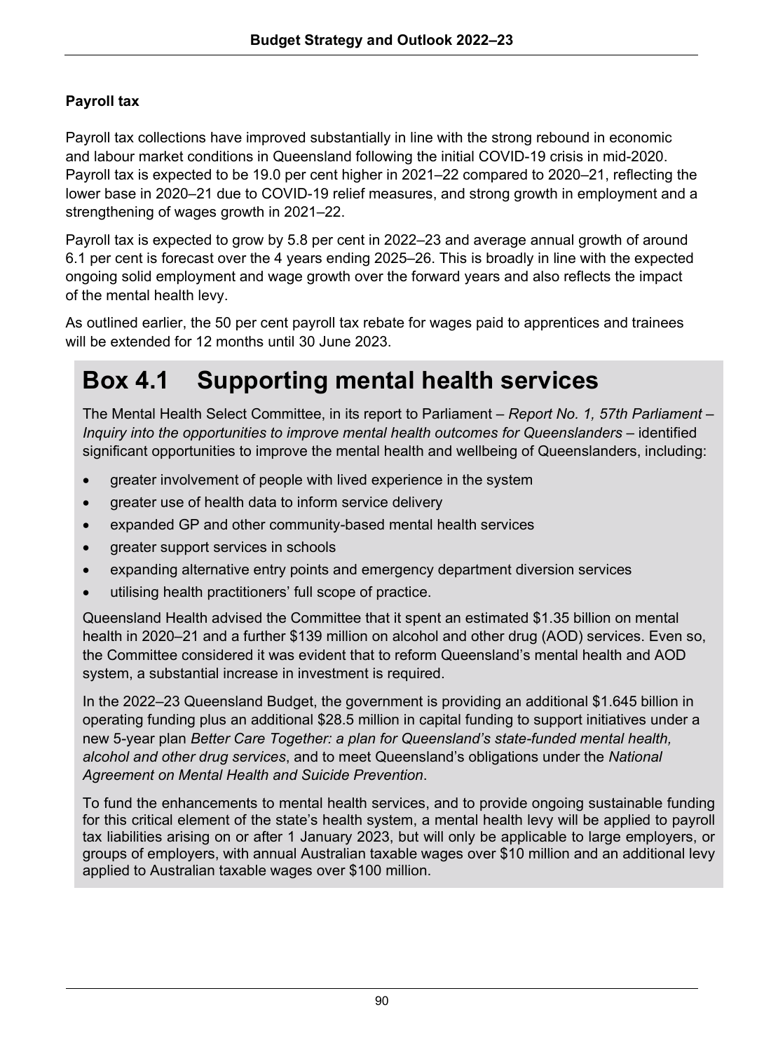### Payroll tax

Payroll tax collections have improved substantially in line with the strong rebound in economic and labour market conditions in Queensland following the initial COVID-19 crisis in mid-2020. Payroll tax is expected to be 19.0 per cent higher in 2021–22 compared to 2020–21, reflecting the lower base in 2020–21 due to COVID-19 relief measures, and strong growth in employment and a strengthening of wages growth in 2021–22.

Payroll tax is expected to grow by 5.8 per cent in 2022–23 and average annual growth of around 6.1 per cent is forecast over the 4 years ending 2025–26. This is broadly in line with the expected ongoing solid employment and wage growth over the forward years and also reflects the impact of the mental health levy.

As outlined earlier, the 50 per cent payroll tax rebate for wages paid to apprentices and trainees will be extended for 12 months until 30 June 2023.

## Box 4.1 Supporting mental health services

The Mental Health Select Committee, in its report to Parliament – *Report No. 1, 57th Parliament – Inquiry into the opportunities to improve mental health outcomes for Queenslanders* – identified significant opportunities to improve the mental health and wellbeing of Queenslanders, including:

- greater involvement of people with lived experience in the system
- greater use of health data to inform service delivery
- expanded GP and other community-based mental health services
- greater support services in schools
- expanding alternative entry points and emergency department diversion services
- utilising health practitioners' full scope of practice.

Queensland Health advised the Committee that it spent an estimated $1.35 billion on mental health in 2020–21 and a further $139 million on alcohol and other drug (AOD) services. Even so, the Committee considered it was evident that to reform Queensland's mental health and AOD system, a substantial increase in investment is required.

In the 2022–23 Queensland Budget, the government is providing an additional $1.645 billion in operating funding plus an additional $28.5 million in capital funding to support initiatives under a new 5-year plan *Better Care Together: a plan for Queensland's state-funded mental health, alcohol and other drug services*, and to meet Queensland's obligations under the *National Agreement on Mental Health and Suicide Prevention*.

To fund the enhancements to mental health services, and to provide ongoing sustainable funding for this critical element of the state's health system, a mental health levy will be applied to payroll tax liabilities arising on or after 1 January 2023, but will only be applicable to large employers, or groups of employers, with annual Australian taxable wages over $10 million and an additional levy applied to Australian taxable wages over $100 million.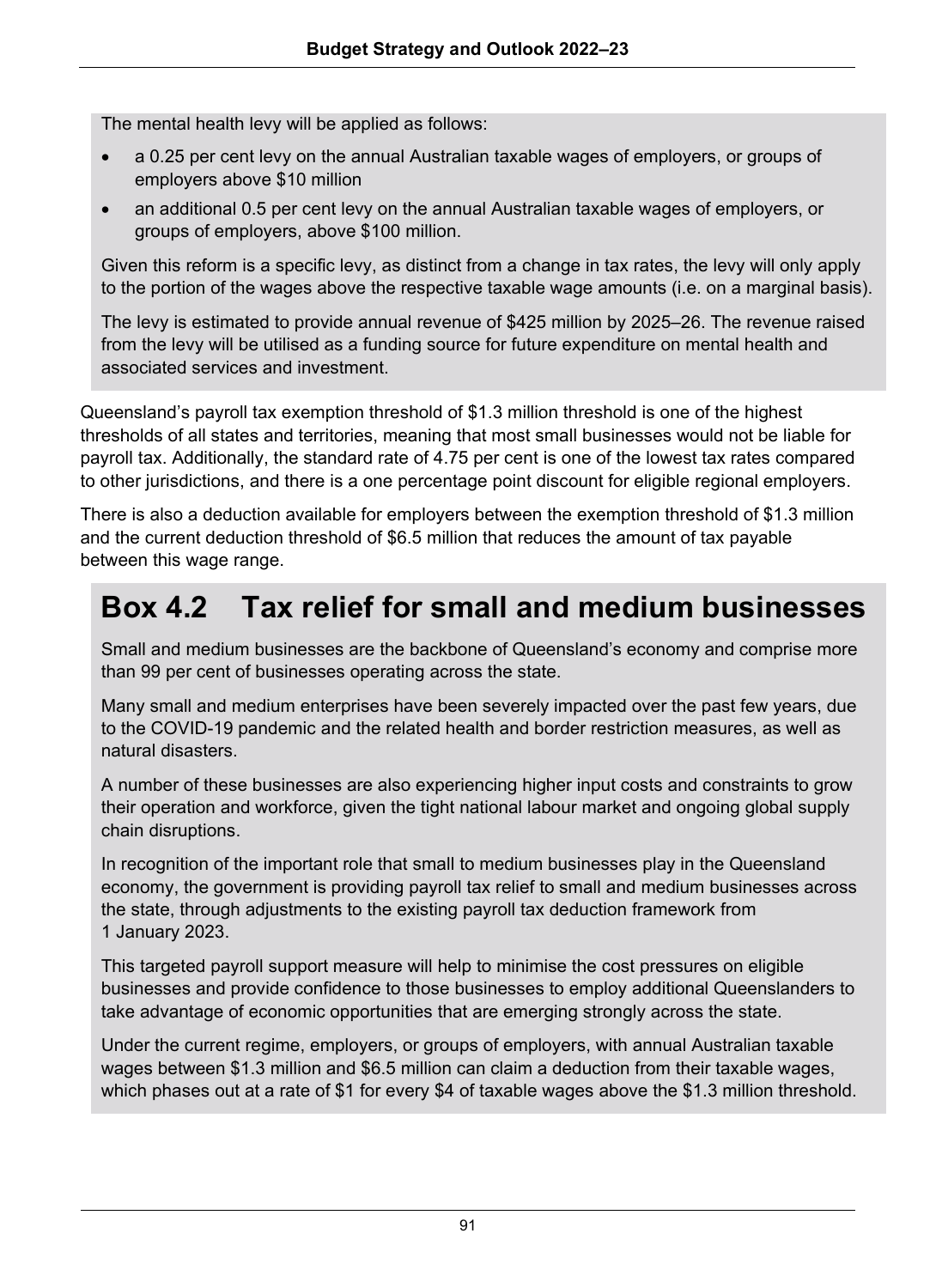The mental health levy will be applied as follows:

- a 0.25 per cent levy on the annual Australian taxable wages of employers, or groups of employers above $10 million
- an additional 0.5 per cent levy on the annual Australian taxable wages of employers, or groups of employers, above $100 million.

Given this reform is a specific levy, as distinct from a change in tax rates, the levy will only apply to the portion of the wages above the respective taxable wage amounts (i.e. on a marginal basis).

The levy is estimated to provide annual revenue of $425 million by 2025–26. The revenue raised from the levy will be utilised as a funding source for future expenditure on mental health and associated services and investment.

Queensland's payroll tax exemption threshold of $1.3 million threshold is one of the highest thresholds of all states and territories, meaning that most small businesses would not be liable for payroll tax. Additionally, the standard rate of 4.75 per cent is one of the lowest tax rates compared to other jurisdictions, and there is a one percentage point discount for eligible regional employers.

There is also a deduction available for employers between the exemption threshold of $1.3 million and the current deduction threshold of $6.5 million that reduces the amount of tax payable between this wage range.

# Box 4.2 Tax relief for small and medium businesses

Small and medium businesses are the backbone of Queensland's economy and comprise more than 99 per cent of businesses operating across the state.

Many small and medium enterprises have been severely impacted over the past few years, due to the COVID-19 pandemic and the related health and border restriction measures, as well as natural disasters.

A number of these businesses are also experiencing higher input costs and constraints to grow their operation and workforce, given the tight national labour market and ongoing global supply chain disruptions.

In recognition of the important role that small to medium businesses play in the Queensland economy, the government is providing payroll tax relief to small and medium businesses across the state, through adjustments to the existing payroll tax deduction framework from 1 January 2023.

This targeted payroll support measure will help to minimise the cost pressures on eligible businesses and provide confidence to those businesses to employ additional Queenslanders to take advantage of economic opportunities that are emerging strongly across the state.

Under the current regime, employers, or groups of employers, with annual Australian taxable wages between $1.3 million and $6.5 million can claim a deduction from their taxable wages, which phases out at a rate of $1 for every $4 of taxable wages above the $1.3 million threshold.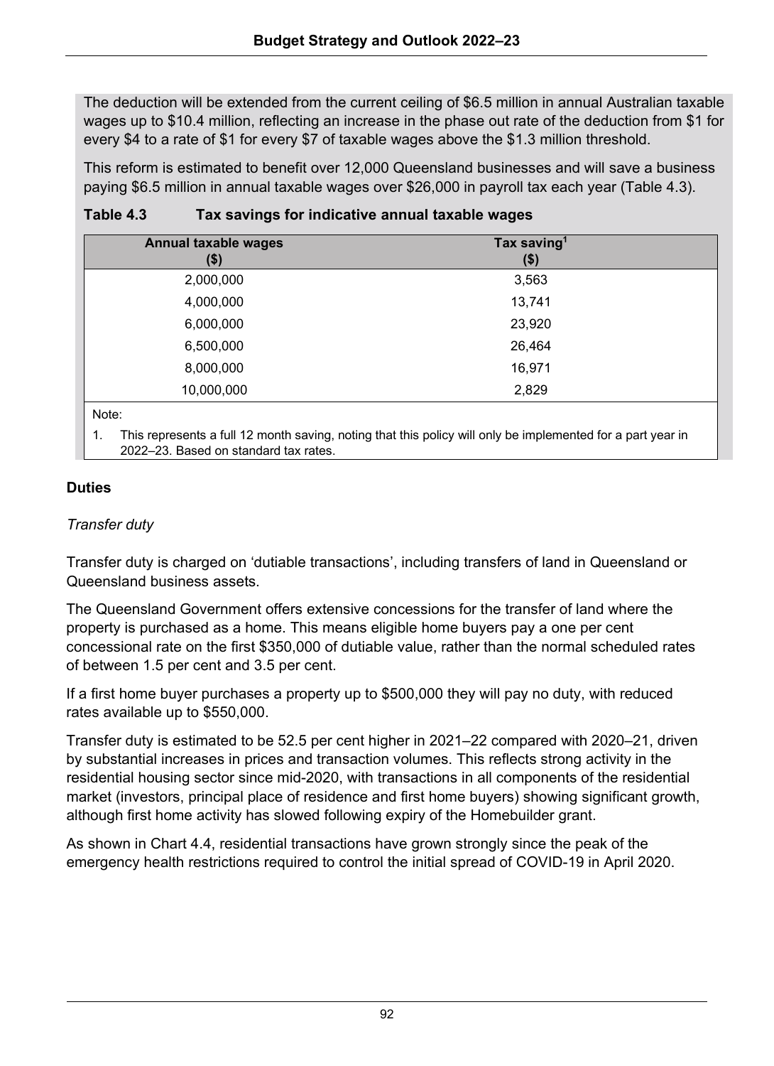The deduction will be extended from the current ceiling of $6.5 million in annual Australian taxable wages up to $10.4 million, reflecting an increase in the phase out rate of the deduction from $1 for every $4 to a rate of $1 for every $7 of taxable wages above the $1.3 million threshold.

This reform is estimated to benefit over 12,000 Queensland businesses and will save a business paying $6.5 million in annual taxable wages over $26,000 in payroll tax each year (Table 4.3).

**Table 4.3 Tax savings for indicative annual taxable wages**

| Annual taxable wages ($) | Tax saving[1] ($) |
|---|---|
| 2,000,000 | 3,563 |
| 4,000,000 | 13,741 |
| 6,000,000 | 23,920 |
| 6,500,000 | 26,464 |
| 8,000,000 | 16,971 |
| 10,000,000 | 2,829 |

Note:

1. This represents a full 12 month saving, noting that this policy will only be implemented for a part year in 2022–23. Based on standard tax rates.

### Duties

*Transfer duty*

Transfer duty is charged on 'dutiable transactions', including transfers of land in Queensland or Queensland business assets.

The Queensland Government offers extensive concessions for the transfer of land where the property is purchased as a home. This means eligible home buyers pay a one per cent concessional rate on the first $350,000 of dutiable value, rather than the normal scheduled rates of between 1.5 per cent and 3.5 per cent.

If a first home buyer purchases a property up to $500,000 they will pay no duty, with reduced rates available up to $550,000.

Transfer duty is estimated to be 52.5 per cent higher in 2021–22 compared with 2020–21, driven by substantial increases in prices and transaction volumes. This reflects strong activity in the residential housing sector since mid-2020, with transactions in all components of the residential market (investors, principal place of residence and first home buyers) showing significant growth, although first home activity has slowed following expiry of the Homebuilder grant.

As shown in Chart 4.4, residential transactions have grown strongly since the peak of the emergency health restrictions required to control the initial spread of COVID-19 in April 2020.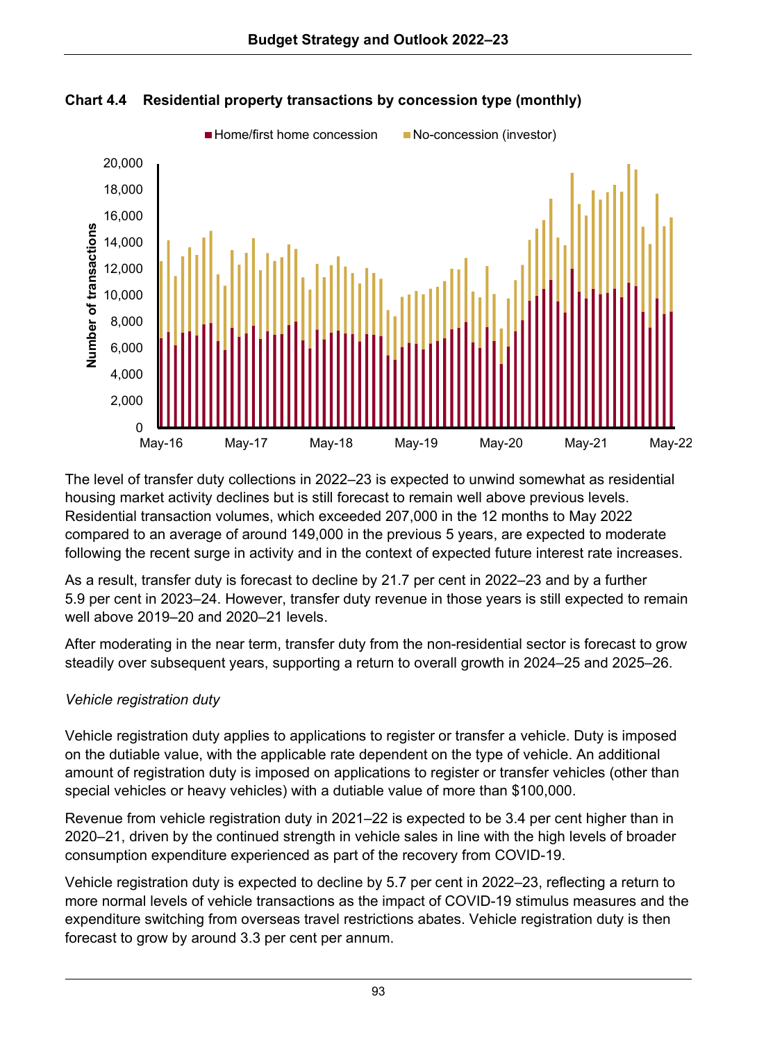**Chart 4.4 Residential property transactions by concession type (monthly)**

The level of transfer duty collections in 2022–23 is expected to unwind somewhat as residential housing market activity declines but is still forecast to remain well above previous levels. Residential transaction volumes, which exceeded 207,000 in the 12 months to May 2022 compared to an average of around 149,000 in the previous 5 years, are expected to moderate following the recent surge in activity and in the context of expected future interest rate increases.

As a result, transfer duty is forecast to decline by 21.7 per cent in 2022–23 and by a further 5.9 per cent in 2023–24. However, transfer duty revenue in those years is still expected to remain well above 2019–20 and 2020–21 levels.

After moderating in the near term, transfer duty from the non-residential sector is forecast to grow steadily over subsequent years, supporting a return to overall growth in 2024–25 and 2025–26.

*Vehicle registration duty*

Vehicle registration duty applies to applications to register or transfer a vehicle. Duty is imposed on the dutiable value, with the applicable rate dependent on the type of vehicle. An additional amount of registration duty is imposed on applications to register or transfer vehicles (other than special vehicles or heavy vehicles) with a dutiable value of more than $100,000.

Revenue from vehicle registration duty in 2021–22 is expected to be 3.4 per cent higher than in 2020–21, driven by the continued strength in vehicle sales in line with the high levels of broader consumption expenditure experienced as part of the recovery from COVID-19.

Vehicle registration duty is expected to decline by 5.7 per cent in 2022–23, reflecting a return to more normal levels of vehicle transactions as the impact of COVID-19 stimulus measures and the expenditure switching from overseas travel restrictions abates. Vehicle registration duty is then forecast to grow by around 3.3 per cent per annum.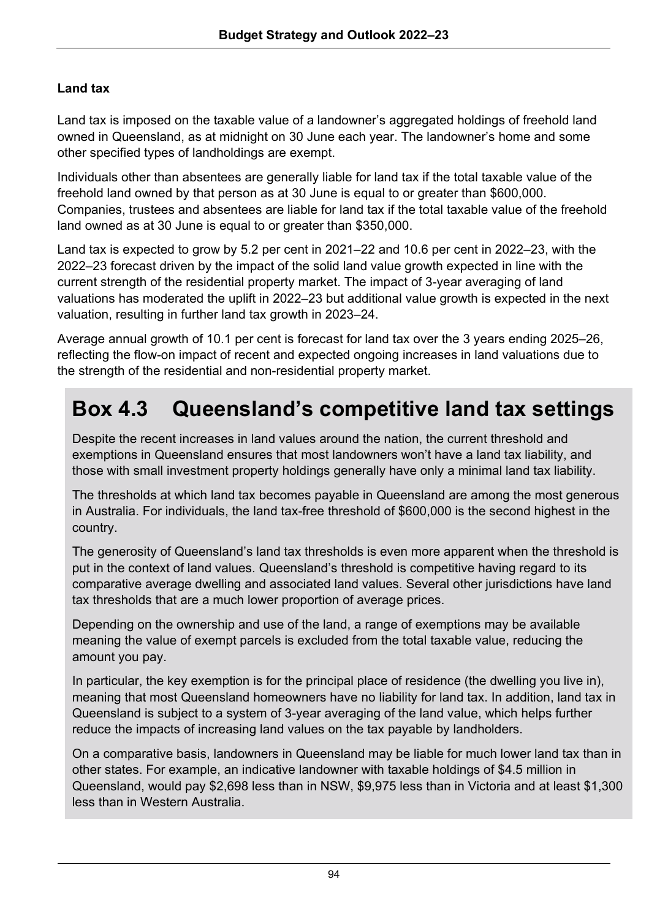### Land tax

Land tax is imposed on the taxable value of a landowner's aggregated holdings of freehold land owned in Queensland, as at midnight on 30 June each year. The landowner's home and some other specified types of landholdings are exempt.

Individuals other than absentees are generally liable for land tax if the total taxable value of the freehold land owned by that person as at 30 June is equal to or greater than $600,000. Companies, trustees and absentees are liable for land tax if the total taxable value of the freehold land owned as at 30 June is equal to or greater than $350,000.

Land tax is expected to grow by 5.2 per cent in 2021–22 and 10.6 per cent in 2022–23, with the 2022–23 forecast driven by the impact of the solid land value growth expected in line with the current strength of the residential property market. The impact of 3-year averaging of land valuations has moderated the uplift in 2022–23 but additional value growth is expected in the next valuation, resulting in further land tax growth in 2023–24.

Average annual growth of 10.1 per cent is forecast for land tax over the 3 years ending 2025–26, reflecting the flow-on impact of recent and expected ongoing increases in land valuations due to the strength of the residential and non-residential property market.

## Box 4.3 Queensland's competitive land tax settings

Despite the recent increases in land values around the nation, the current threshold and exemptions in Queensland ensures that most landowners won't have a land tax liability, and those with small investment property holdings generally have only a minimal land tax liability.

The thresholds at which land tax becomes payable in Queensland are among the most generous in Australia. For individuals, the land tax-free threshold of $600,000 is the second highest in the country.

The generosity of Queensland's land tax thresholds is even more apparent when the threshold is put in the context of land values. Queensland's threshold is competitive having regard to its comparative average dwelling and associated land values. Several other jurisdictions have land tax thresholds that are a much lower proportion of average prices.

Depending on the ownership and use of the land, a range of exemptions may be available meaning the value of exempt parcels is excluded from the total taxable value, reducing the amount you pay.

In particular, the key exemption is for the principal place of residence (the dwelling you live in), meaning that most Queensland homeowners have no liability for land tax. In addition, land tax in Queensland is subject to a system of 3-year averaging of the land value, which helps further reduce the impacts of increasing land values on the tax payable by landholders.

On a comparative basis, landowners in Queensland may be liable for much lower land tax than in other states. For example, an indicative landowner with taxable holdings of $4.5 million in Queensland, would pay $2,698 less than in NSW, $9,975 less than in Victoria and at least $1,300 less than in Western Australia.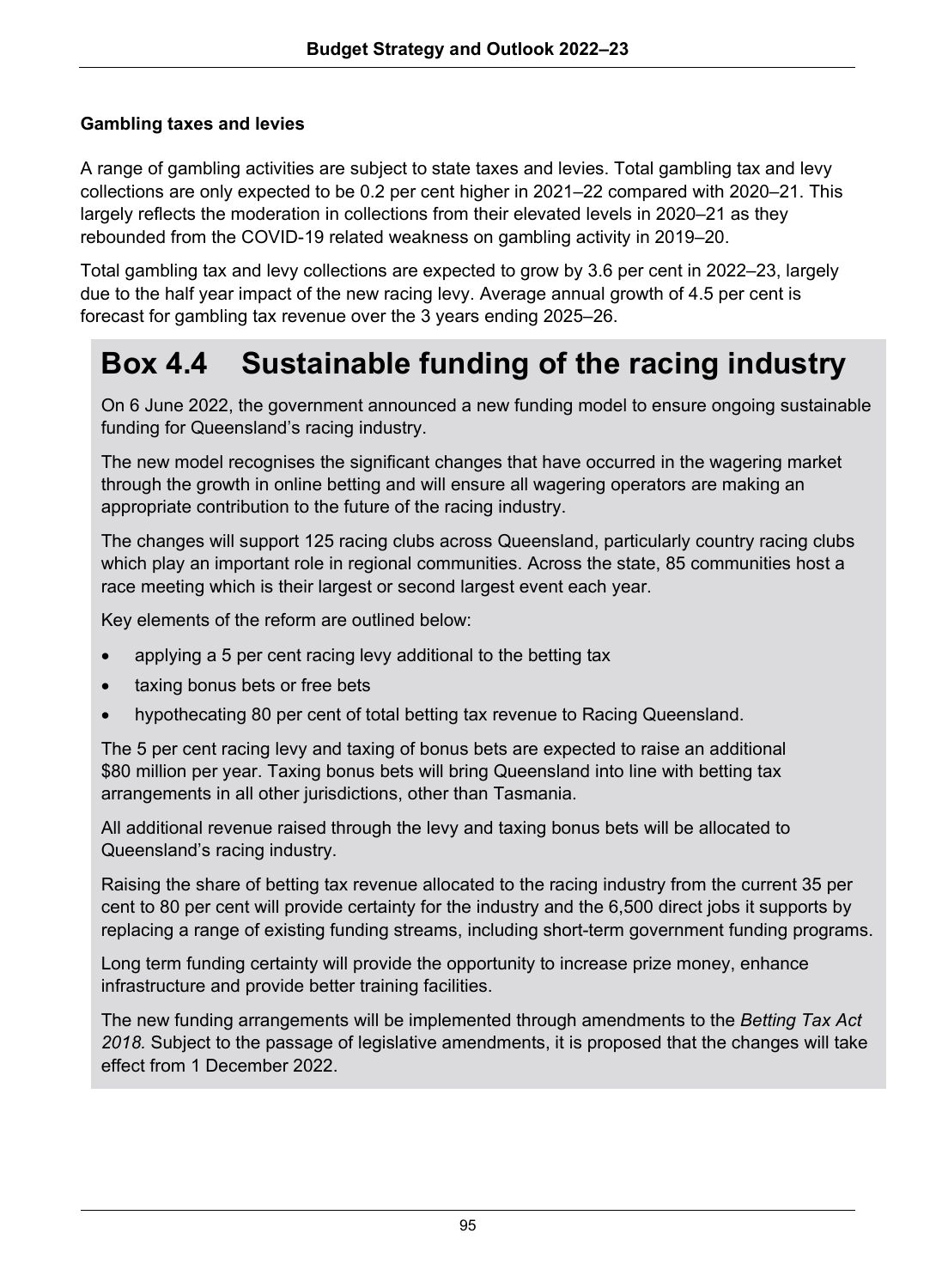### Gambling taxes and levies

A range of gambling activities are subject to state taxes and levies. Total gambling tax and levy collections are only expected to be 0.2 per cent higher in 2021–22 compared with 2020–21. This largely reflects the moderation in collections from their elevated levels in 2020–21 as they rebounded from the COVID-19 related weakness on gambling activity in 2019–20.

Total gambling tax and levy collections are expected to grow by 3.6 per cent in 2022–23, largely due to the half year impact of the new racing levy. Average annual growth of 4.5 per cent is forecast for gambling tax revenue over the 3 years ending 2025–26.

## Box 4.4 Sustainable funding of the racing industry

On 6 June 2022, the government announced a new funding model to ensure ongoing sustainable funding for Queensland's racing industry.

The new model recognises the significant changes that have occurred in the wagering market through the growth in online betting and will ensure all wagering operators are making an appropriate contribution to the future of the racing industry.

The changes will support 125 racing clubs across Queensland, particularly country racing clubs which play an important role in regional communities. Across the state, 85 communities host a race meeting which is their largest or second largest event each year.

Key elements of the reform are outlined below:

- applying a 5 per cent racing levy additional to the betting tax
- taxing bonus bets or free bets
- hypothecating 80 per cent of total betting tax revenue to Racing Queensland.

The 5 per cent racing levy and taxing of bonus bets are expected to raise an additional $80 million per year. Taxing bonus bets will bring Queensland into line with betting tax arrangements in all other jurisdictions, other than Tasmania.

All additional revenue raised through the levy and taxing bonus bets will be allocated to Queensland's racing industry.

Raising the share of betting tax revenue allocated to the racing industry from the current 35 per cent to 80 per cent will provide certainty for the industry and the 6,500 direct jobs it supports by replacing a range of existing funding streams, including short-term government funding programs.

Long term funding certainty will provide the opportunity to increase prize money, enhance infrastructure and provide better training facilities.

The new funding arrangements will be implemented through amendments to the *Betting Tax Act 2018.* Subject to the passage of legislative amendments, it is proposed that the changes will take effect from 1 December 2022.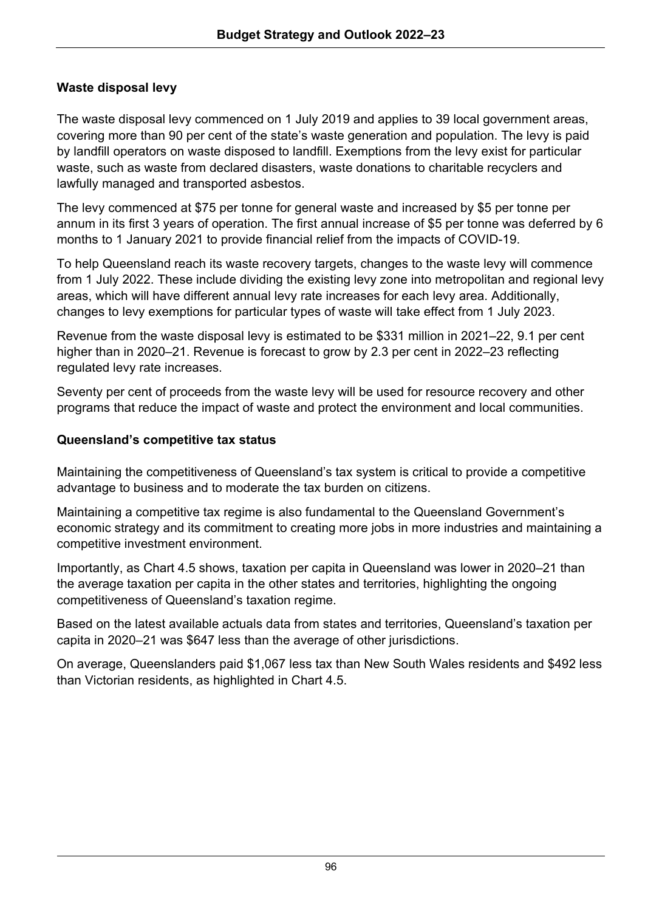### Waste disposal levy

The waste disposal levy commenced on 1 July 2019 and applies to 39 local government areas, covering more than 90 per cent of the state's waste generation and population. The levy is paid by landfill operators on waste disposed to landfill. Exemptions from the levy exist for particular waste, such as waste from declared disasters, waste donations to charitable recyclers and lawfully managed and transported asbestos.

The levy commenced at $75 per tonne for general waste and increased by $5 per tonne per annum in its first 3 years of operation. The first annual increase of $5 per tonne was deferred by 6 months to 1 January 2021 to provide financial relief from the impacts of COVID-19.

To help Queensland reach its waste recovery targets, changes to the waste levy will commence from 1 July 2022. These include dividing the existing levy zone into metropolitan and regional levy areas, which will have different annual levy rate increases for each levy area. Additionally, changes to levy exemptions for particular types of waste will take effect from 1 July 2023.

Revenue from the waste disposal levy is estimated to be $331 million in 2021–22, 9.1 per cent higher than in 2020–21. Revenue is forecast to grow by 2.3 per cent in 2022–23 reflecting regulated levy rate increases.

Seventy per cent of proceeds from the waste levy will be used for resource recovery and other programs that reduce the impact of waste and protect the environment and local communities.

### Queensland's competitive tax status

Maintaining the competitiveness of Queensland's tax system is critical to provide a competitive advantage to business and to moderate the tax burden on citizens.

Maintaining a competitive tax regime is also fundamental to the Queensland Government's economic strategy and its commitment to creating more jobs in more industries and maintaining a competitive investment environment.

Importantly, as Chart 4.5 shows, taxation per capita in Queensland was lower in 2020–21 than the average taxation per capita in the other states and territories, highlighting the ongoing competitiveness of Queensland's taxation regime.

Based on the latest available actuals data from states and territories, Queensland's taxation per capita in 2020–21 was $647 less than the average of other jurisdictions.

On average, Queenslanders paid $1,067 less tax than New South Wales residents and $492 less than Victorian residents, as highlighted in Chart 4.5.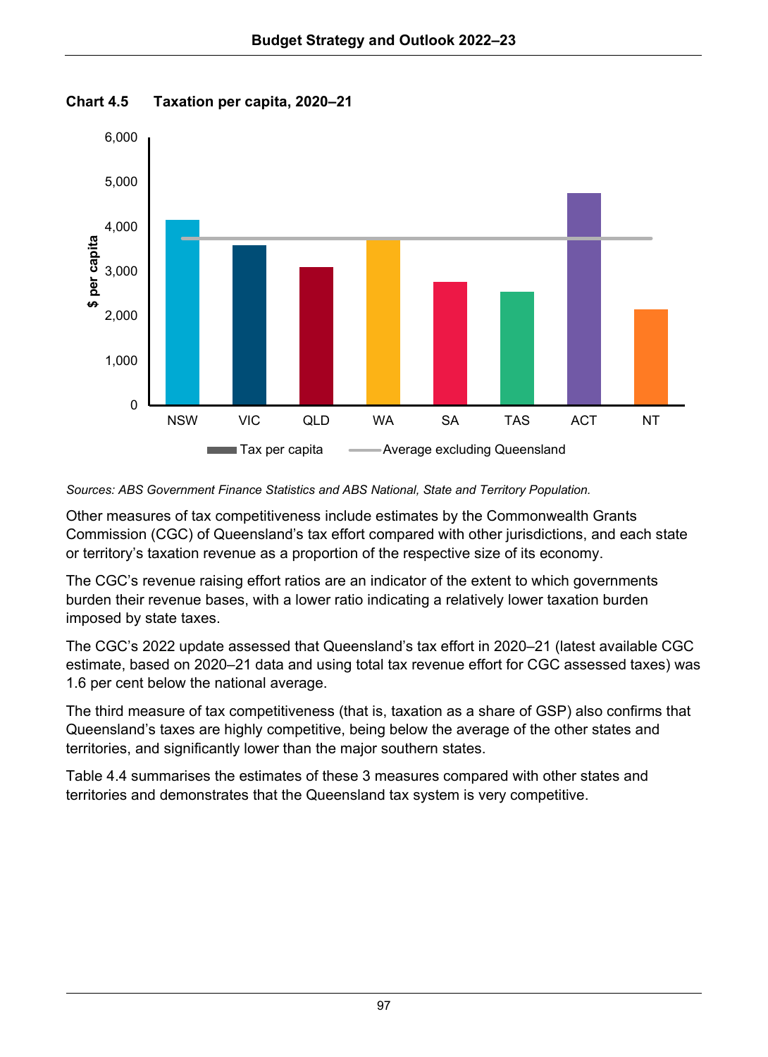**Chart 4.5 Taxation per capita, 2020–21**

*Sources: ABS Government Finance Statistics and ABS National, State and Territory Population.*

Other measures of tax competitiveness include estimates by the Commonwealth Grants Commission (CGC) of Queensland's tax effort compared with other jurisdictions, and each state or territory's taxation revenue as a proportion of the respective size of its economy.

The CGC's revenue raising effort ratios are an indicator of the extent to which governments burden their revenue bases, with a lower ratio indicating a relatively lower taxation burden imposed by state taxes.

The CGC's 2022 update assessed that Queensland's tax effort in 2020–21 (latest available CGC estimate, based on 2020–21 data and using total tax revenue effort for CGC assessed taxes) was 1.6 per cent below the national average.

The third measure of tax competitiveness (that is, taxation as a share of GSP) also confirms that Queensland's taxes are highly competitive, being below the average of the other states and territories, and significantly lower than the major southern states.

Table 4.4 summarises the estimates of these 3 measures compared with other states and territories and demonstrates that the Queensland tax system is very competitive.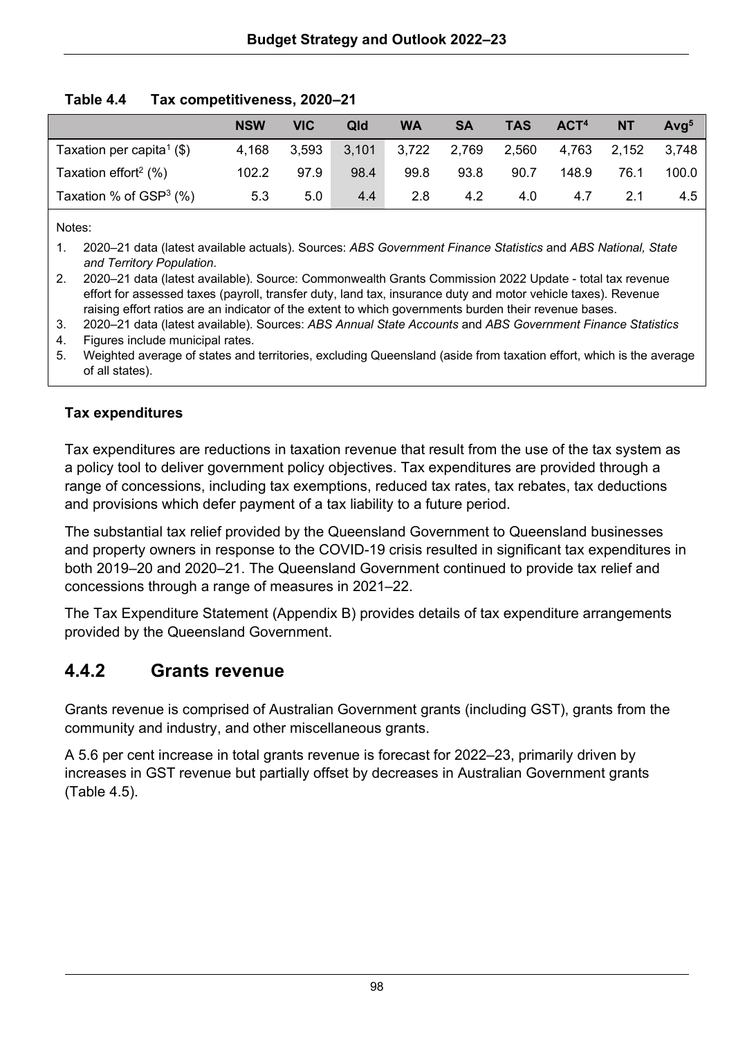**Table 4.4 Tax competitiveness, 2020–21**

| | NSW | VIC | Qld | WA | SA | TAS | ACT[4] | NT | Avg[5] |
|---|---|---|---|---|---|---|---|---|---|
| Taxation per capita[1] ($) | 4,168 | 3,593 | 3,101 | 3,722 | 2,769 | 2,560 | 4,763 | 2,152 | 3,748 |
| Taxation effort[2] (%) | 102.2 | 97.9 | 98.4 | 99.8 | 93.8 | 90.7 | 148.9 | 76.1 | 100.0 |
| Taxation % of GSP[3] (%) | 5.3 | 5.0 | 4.4 | 2.8 | 4.2 | 4.0 | 4.7 | 2.1 | 4.5 |

Notes:

1. 2020–21 data (latest available actuals). Sources: *ABS Government Finance Statistics* and *ABS National, State and Territory Population*.
2. 2020–21 data (latest available). Source: Commonwealth Grants Commission 2022 Update - total tax revenue effort for assessed taxes (payroll, transfer duty, land tax, insurance duty and motor vehicle taxes). Revenue raising effort ratios are an indicator of the extent to which governments burden their revenue bases.
3. 2020–21 data (latest available). Sources: *ABS Annual State Accounts* and *ABS Government Finance Statistics*
4. Figures include municipal rates.
5. Weighted average of states and territories, excluding Queensland (aside from taxation effort, which is the average of all states).

**Tax expenditures**

Tax expenditures are reductions in taxation revenue that result from the use of the tax system as a policy tool to deliver government policy objectives. Tax expenditures are provided through a range of concessions, including tax exemptions, reduced tax rates, tax rebates, tax deductions and provisions which defer payment of a tax liability to a future period.

The substantial tax relief provided by the Queensland Government to Queensland businesses and property owners in response to the COVID-19 crisis resulted in significant tax expenditures in both 2019–20 and 2020–21. The Queensland Government continued to provide tax relief and concessions through a range of measures in 2021–22.

The Tax Expenditure Statement (Appendix B) provides details of tax expenditure arrangements provided by the Queensland Government.

## 4.4.2 Grants revenue

Grants revenue is comprised of Australian Government grants (including GST), grants from the community and industry, and other miscellaneous grants.

A 5.6 per cent increase in total grants revenue is forecast for 2022–23, primarily driven by increases in GST revenue but partially offset by decreases in Australian Government grants (Table 4.5).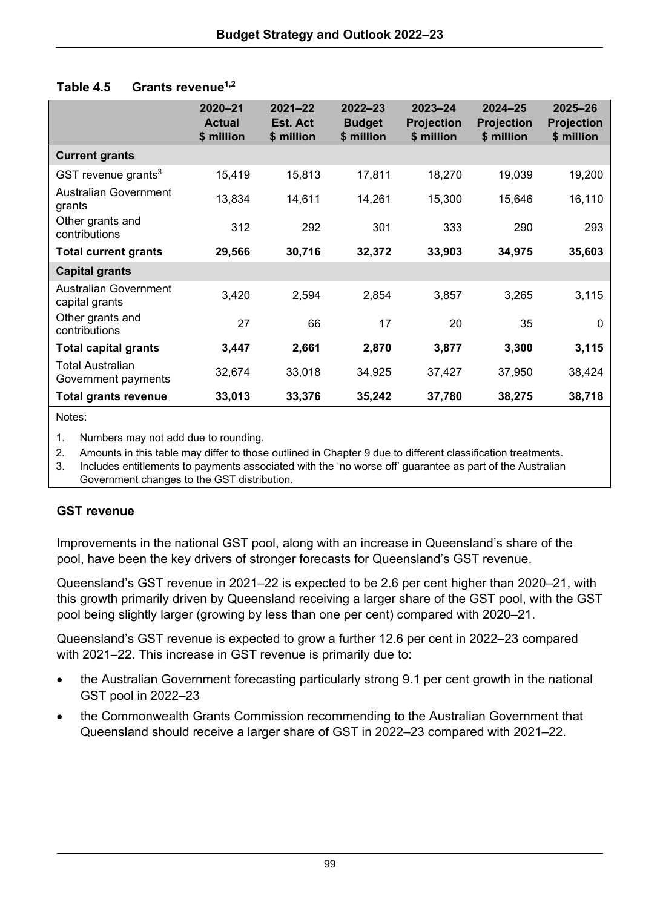**Table 4.5 Grants revenue[1,2]**

| | 2020–21 Actual $ million | 2021–22 Est. Act $ million | 2022–23 Budget $ million | 2023–24 Projection $ million | 2024–25 Projection $ million | 2025–26 Projection $ million |
|---|---|---|---|---|---|---|
| **Current grants** | | | | | | |
| GST revenue grants[3] | 15,419 | 15,813 | 17,811 | 18,270 | 19,039 | 19,200 |
| Australian Government grants | 13,834 | 14,611 | 14,261 | 15,300 | 15,646 | 16,110 |
| Other grants and contributions | 312 | 292 | 301 | 333 | 290 | 293 |
| **Total current grants** | **29,566** | **30,716** | **32,372** | **33,903** | **34,975** | **35,603** |
| **Capital grants** | | | | | | |
| Australian Government capital grants | 3,420 | 2,594 | 2,854 | 3,857 | 3,265 | 3,115 |
| Other grants and contributions | 27 | 66 | 17 | 20 | 35 | 0 |
| **Total capital grants** | **3,447** | **2,661** | **2,870** | **3,877** | **3,300** | **3,115** |
| Total Australian Government payments | 32,674 | 33,018 | 34,925 | 37,427 | 37,950 | 38,424 |
| **Total grants revenue** | **33,013** | **33,376** | **35,242** | **37,780** | **38,275** | **38,718** |

Notes:

1. Numbers may not add due to rounding.
2. Amounts in this table may differ to those outlined in Chapter 9 due to different classification treatments.
3. Includes entitlements to payments associated with the 'no worse off' guarantee as part of the Australian Government changes to the GST distribution.

### GST revenue

Improvements in the national GST pool, along with an increase in Queensland's share of the pool, have been the key drivers of stronger forecasts for Queensland's GST revenue.

Queensland's GST revenue in 2021–22 is expected to be 2.6 per cent higher than 2020–21, with this growth primarily driven by Queensland receiving a larger share of the GST pool, with the GST pool being slightly larger (growing by less than one per cent) compared with 2020–21.

Queensland's GST revenue is expected to grow a further 12.6 per cent in 2022–23 compared with 2021–22. This increase in GST revenue is primarily due to:

- the Australian Government forecasting particularly strong 9.1 per cent growth in the national GST pool in 2022–23
- the Commonwealth Grants Commission recommending to the Australian Government that Queensland should receive a larger share of GST in 2022–23 compared with 2021–22.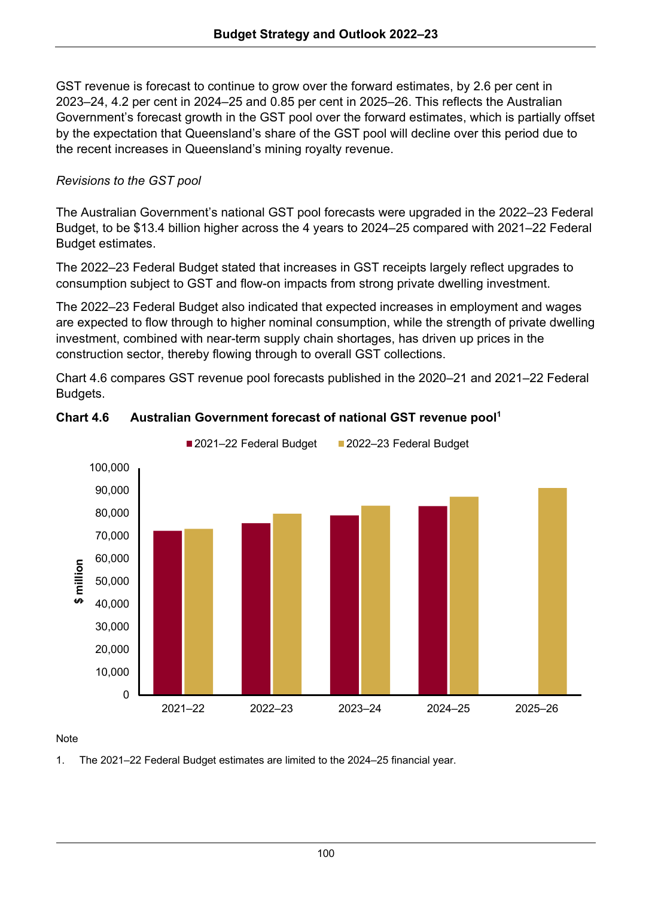GST revenue is forecast to continue to grow over the forward estimates, by 2.6 per cent in 2023–24, 4.2 per cent in 2024–25 and 0.85 per cent in 2025–26. This reflects the Australian Government's forecast growth in the GST pool over the forward estimates, which is partially offset by the expectation that Queensland's share of the GST pool will decline over this period due to the recent increases in Queensland's mining royalty revenue.

*Revisions to the GST pool*

The Australian Government's national GST pool forecasts were upgraded in the 2022–23 Federal Budget, to be $13.4 billion higher across the 4 years to 2024–25 compared with 2021–22 Federal Budget estimates.

The 2022–23 Federal Budget stated that increases in GST receipts largely reflect upgrades to consumption subject to GST and flow-on impacts from strong private dwelling investment.

The 2022–23 Federal Budget also indicated that expected increases in employment and wages are expected to flow through to higher nominal consumption, while the strength of private dwelling investment, combined with near-term supply chain shortages, has driven up prices in the construction sector, thereby flowing through to overall GST collections.

Chart 4.6 compares GST revenue pool forecasts published in the 2020–21 and 2021–22 Federal Budgets.

**Chart 4.6 Australian Government forecast of national GST revenue pool[1]**

Note

1. The 2021–22 Federal Budget estimates are limited to the 2024–25 financial year.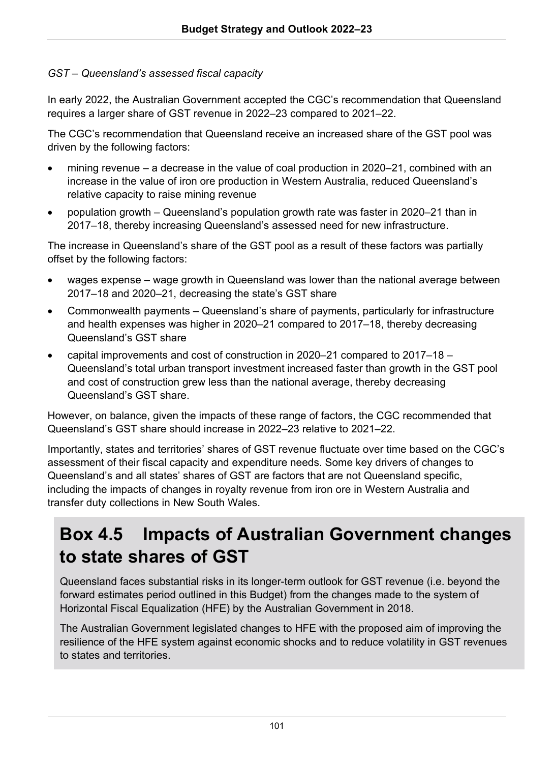*GST – Queensland's assessed fiscal capacity*

In early 2022, the Australian Government accepted the CGC's recommendation that Queensland requires a larger share of GST revenue in 2022–23 compared to 2021–22.

The CGC's recommendation that Queensland receive an increased share of the GST pool was driven by the following factors:

- mining revenue – a decrease in the value of coal production in 2020–21, combined with an increase in the value of iron ore production in Western Australia, reduced Queensland's relative capacity to raise mining revenue
- population growth – Queensland's population growth rate was faster in 2020–21 than in 2017–18, thereby increasing Queensland's assessed need for new infrastructure.

The increase in Queensland's share of the GST pool as a result of these factors was partially offset by the following factors:

- wages expense – wage growth in Queensland was lower than the national average between 2017–18 and 2020–21, decreasing the state's GST share
- Commonwealth payments – Queensland's share of payments, particularly for infrastructure and health expenses was higher in 2020–21 compared to 2017–18, thereby decreasing Queensland's GST share
- capital improvements and cost of construction in 2020–21 compared to 2017–18 – Queensland's total urban transport investment increased faster than growth in the GST pool and cost of construction grew less than the national average, thereby decreasing Queensland's GST share.

However, on balance, given the impacts of these range of factors, the CGC recommended that Queensland's GST share should increase in 2022–23 relative to 2021–22.

Importantly, states and territories' shares of GST revenue fluctuate over time based on the CGC's assessment of their fiscal capacity and expenditure needs. Some key drivers of changes to Queensland's and all states' shares of GST are factors that are not Queensland specific, including the impacts of changes in royalty revenue from iron ore in Western Australia and transfer duty collections in New South Wales.

## Box 4.5 Impacts of Australian Government changes to state shares of GST

Queensland faces substantial risks in its longer-term outlook for GST revenue (i.e. beyond the forward estimates period outlined in this Budget) from the changes made to the system of Horizontal Fiscal Equalization (HFE) by the Australian Government in 2018.

The Australian Government legislated changes to HFE with the proposed aim of improving the resilience of the HFE system against economic shocks and to reduce volatility in GST revenues to states and territories.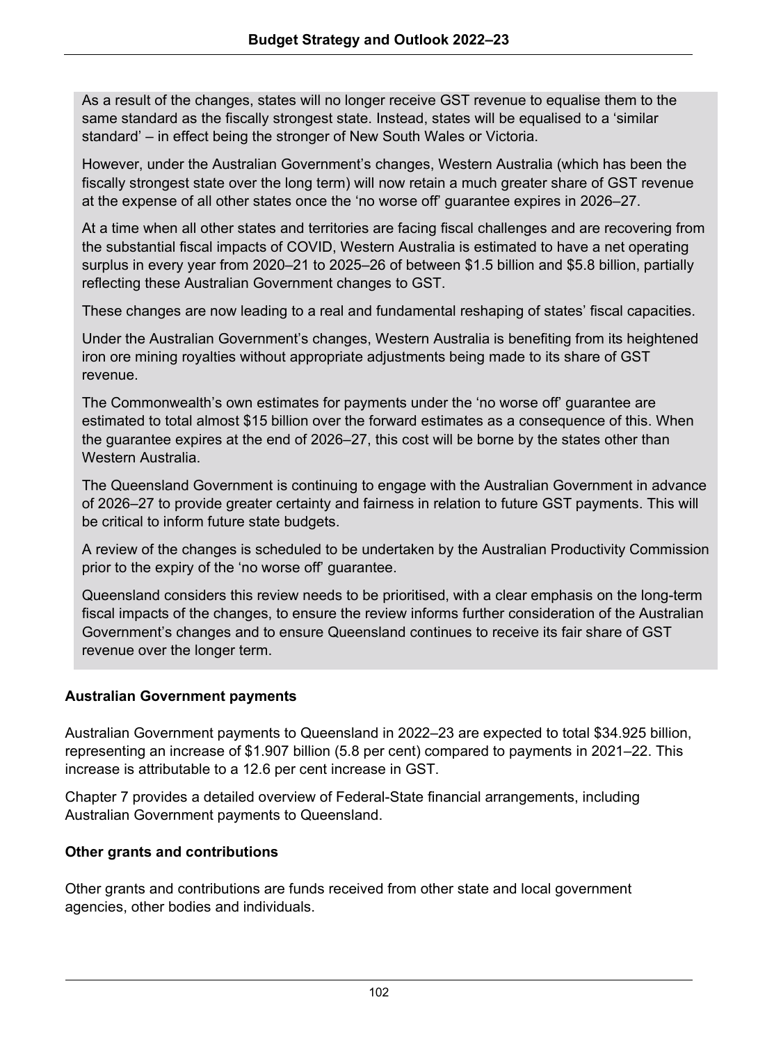As a result of the changes, states will no longer receive GST revenue to equalise them to the same standard as the fiscally strongest state. Instead, states will be equalised to a 'similar standard' – in effect being the stronger of New South Wales or Victoria.

However, under the Australian Government's changes, Western Australia (which has been the fiscally strongest state over the long term) will now retain a much greater share of GST revenue at the expense of all other states once the 'no worse off' guarantee expires in 2026–27.

At a time when all other states and territories are facing fiscal challenges and are recovering from the substantial fiscal impacts of COVID, Western Australia is estimated to have a net operating surplus in every year from 2020–21 to 2025–26 of between $1.5 billion and $5.8 billion, partially reflecting these Australian Government changes to GST.

These changes are now leading to a real and fundamental reshaping of states' fiscal capacities.

Under the Australian Government's changes, Western Australia is benefiting from its heightened iron ore mining royalties without appropriate adjustments being made to its share of GST revenue.

The Commonwealth's own estimates for payments under the 'no worse off' guarantee are estimated to total almost $15 billion over the forward estimates as a consequence of this. When the guarantee expires at the end of 2026–27, this cost will be borne by the states other than Western Australia.

The Queensland Government is continuing to engage with the Australian Government in advance of 2026–27 to provide greater certainty and fairness in relation to future GST payments. This will be critical to inform future state budgets.

A review of the changes is scheduled to be undertaken by the Australian Productivity Commission prior to the expiry of the 'no worse off' guarantee.

Queensland considers this review needs to be prioritised, with a clear emphasis on the long-term fiscal impacts of the changes, to ensure the review informs further consideration of the Australian Government's changes and to ensure Queensland continues to receive its fair share of GST revenue over the longer term.

### Australian Government payments

Australian Government payments to Queensland in 2022–23 are expected to total $34.925 billion, representing an increase of $1.907 billion (5.8 per cent) compared to payments in 2021–22. This increase is attributable to a 12.6 per cent increase in GST.

Chapter 7 provides a detailed overview of Federal-State financial arrangements, including Australian Government payments to Queensland.

### Other grants and contributions

Other grants and contributions are funds received from other state and local government agencies, other bodies and individuals.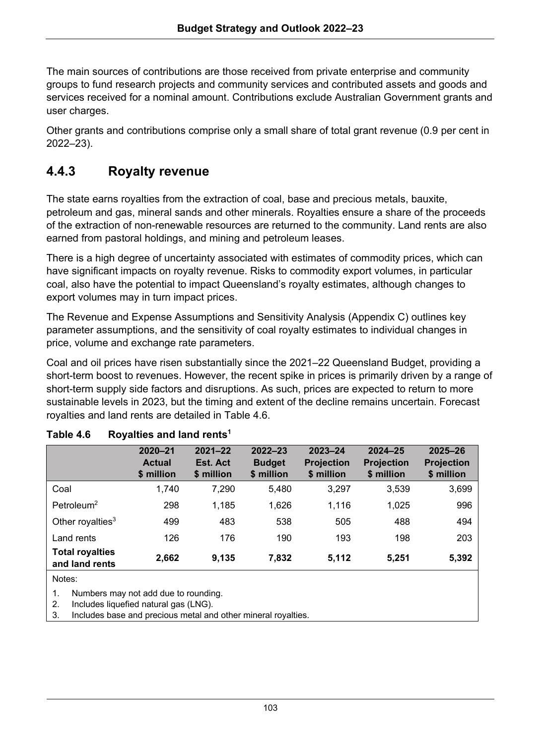The main sources of contributions are those received from private enterprise and community groups to fund research projects and community services and contributed assets and goods and services received for a nominal amount. Contributions exclude Australian Government grants and user charges.

Other grants and contributions comprise only a small share of total grant revenue (0.9 per cent in 2022–23).

### 4.4.3 Royalty revenue

The state earns royalties from the extraction of coal, base and precious metals, bauxite, petroleum and gas, mineral sands and other minerals. Royalties ensure a share of the proceeds of the extraction of non-renewable resources are returned to the community. Land rents are also earned from pastoral holdings, and mining and petroleum leases.

There is a high degree of uncertainty associated with estimates of commodity prices, which can have significant impacts on royalty revenue. Risks to commodity export volumes, in particular coal, also have the potential to impact Queensland's royalty estimates, although changes to export volumes may in turn impact prices.

The Revenue and Expense Assumptions and Sensitivity Analysis (Appendix C) outlines key parameter assumptions, and the sensitivity of coal royalty estimates to individual changes in price, volume and exchange rate parameters.

Coal and oil prices have risen substantially since the 2021–22 Queensland Budget, providing a short-term boost to revenues. However, the recent spike in prices is primarily driven by a range of short-term supply side factors and disruptions. As such, prices are expected to return to more sustainable levels in 2023, but the timing and extent of the decline remains uncertain. Forecast royalties and land rents are detailed in Table 4.6.

**Table 4.6 Royalties and land rents[1]**

| | 2020–21 Actual $ million | 2021–22 Est. Act $ million | 2022–23 Budget $ million | 2023–24 Projection $ million | 2024–25 Projection $ million | 2025–26 Projection $ million |
|---|---|---|---|---|---|---|
| Coal | 1,740 | 7,290 | 5,480 | 3,297 | 3,539 | 3,699 |
| Petroleum[2] | 298 | 1,185 | 1,626 | 1,116 | 1,025 | 996 |
| Other royalties[3] | 499 | 483 | 538 | 505 | 488 | 494 |
| Land rents | 126 | 176 | 190 | 193 | 198 | 203 |
| **Total royalties and land rents** | **2,662** | **9,135** | **7,832** | **5,112** | **5,251** | **5,392** |

Notes:

1. Numbers may not add due to rounding.
2. Includes liquefied natural gas (LNG).
3. Includes base and precious metal and other mineral royalties.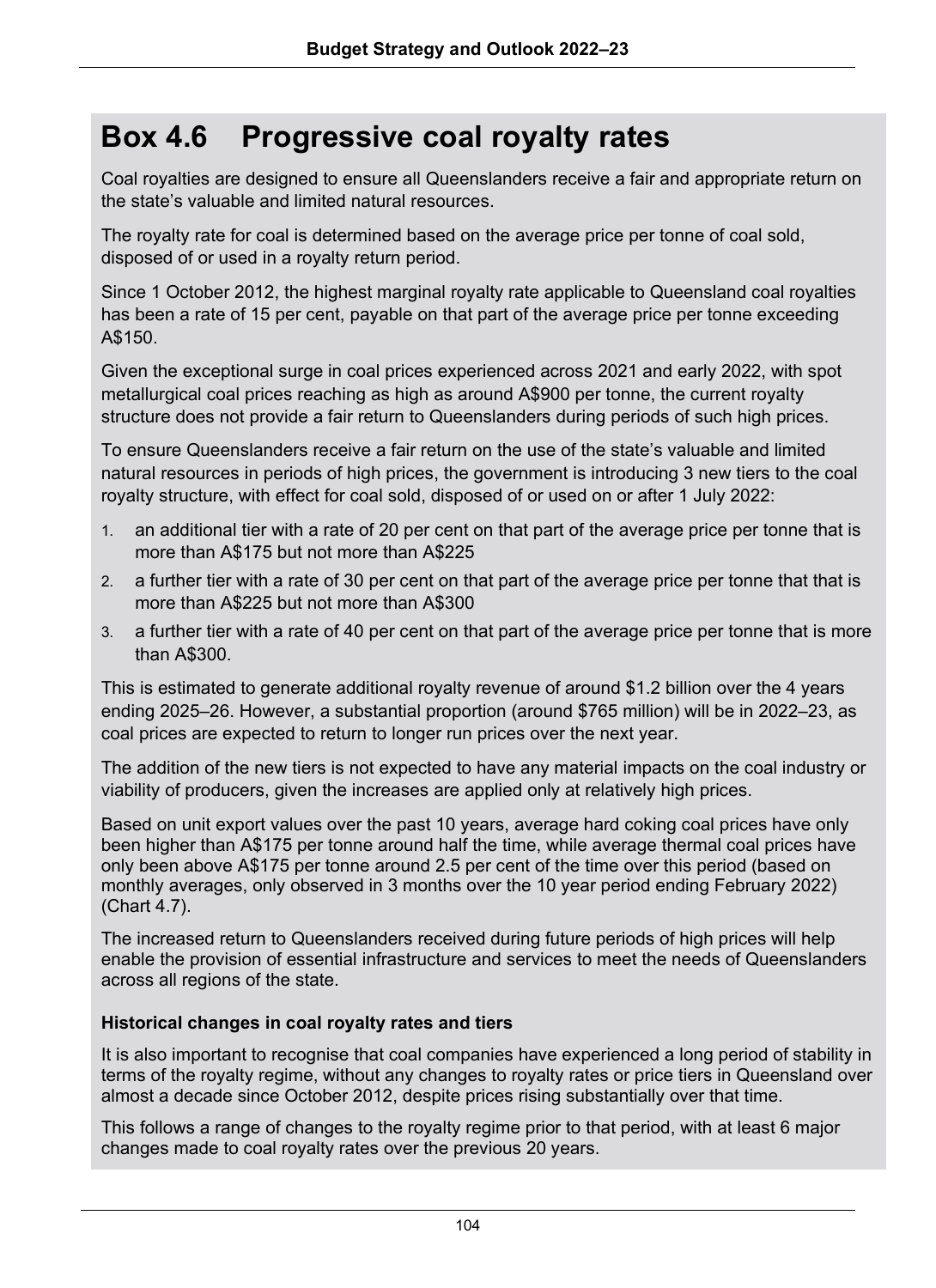# Box 4.6 Progressive coal royalty rates

Coal royalties are designed to ensure all Queenslanders receive a fair and appropriate return on the state's valuable and limited natural resources.

The royalty rate for coal is determined based on the average price per tonne of coal sold, disposed of or used in a royalty return period.

Since 1 October 2012, the highest marginal royalty rate applicable to Queensland coal royalties has been a rate of 15 per cent, payable on that part of the average price per tonne exceeding A$150.

Given the exceptional surge in coal prices experienced across 2021 and early 2022, with spot metallurgical coal prices reaching as high as around A$900 per tonne, the current royalty structure does not provide a fair return to Queenslanders during periods of such high prices.

To ensure Queenslanders receive a fair return on the use of the state's valuable and limited natural resources in periods of high prices, the government is introducing 3 new tiers to the coal royalty structure, with effect for coal sold, disposed of or used on or after 1 July 2022:

1. an additional tier with a rate of 20 per cent on that part of the average price per tonne that is more than A$175 but not more than A$225
2. a further tier with a rate of 30 per cent on that part of the average price per tonne that that is more than A$225 but not more than A$300
3. a further tier with a rate of 40 per cent on that part of the average price per tonne that is more than A$300.

This is estimated to generate additional royalty revenue of around $1.2 billion over the 4 years ending 2025–26. However, a substantial proportion (around $765 million) will be in 2022–23, as coal prices are expected to return to longer run prices over the next year.

The addition of the new tiers is not expected to have any material impacts on the coal industry or viability of producers, given the increases are applied only at relatively high prices.

Based on unit export values over the past 10 years, average hard coking coal prices have only been higher than A$175 per tonne around half the time, while average thermal coal prices have only been above A$175 per tonne around 2.5 per cent of the time over this period (based on monthly averages, only observed in 3 months over the 10 year period ending February 2022) (Chart 4.7).

The increased return to Queenslanders received during future periods of high prices will help enable the provision of essential infrastructure and services to meet the needs of Queenslanders across all regions of the state.

### Historical changes in coal royalty rates and tiers

It is also important to recognise that coal companies have experienced a long period of stability in terms of the royalty regime, without any changes to royalty rates or price tiers in Queensland over almost a decade since October 2012, despite prices rising substantially over that time.

This follows a range of changes to the royalty regime prior to that period, with at least 6 major changes made to coal royalty rates over the previous 20 years.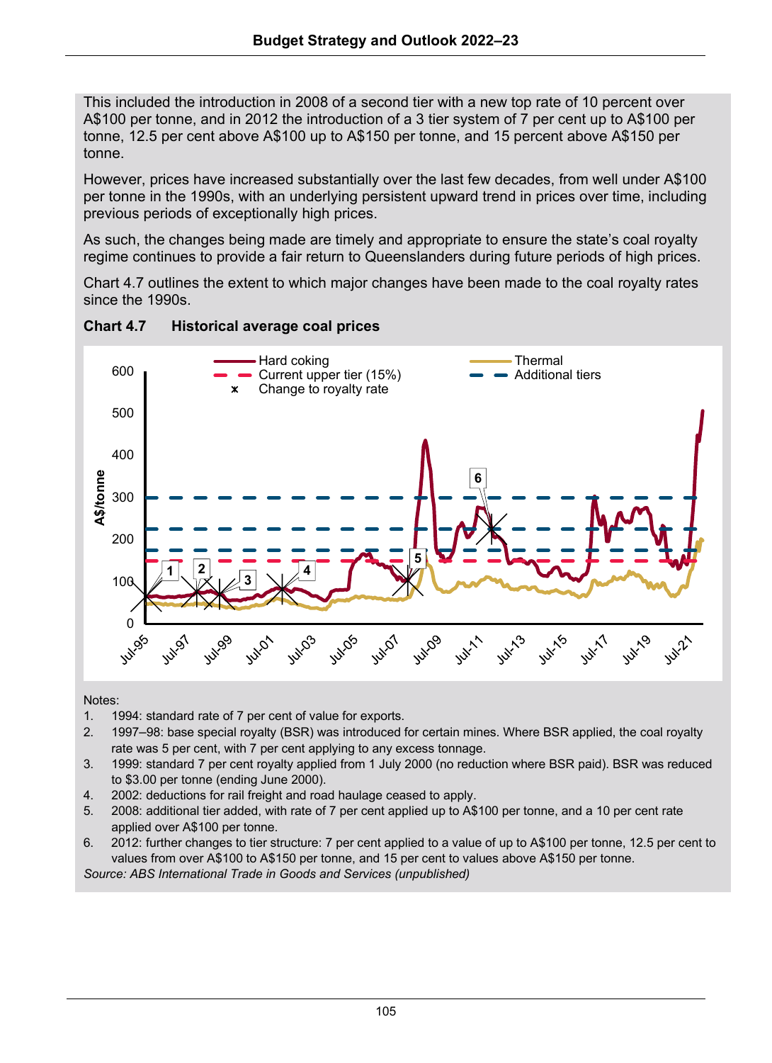This included the introduction in 2008 of a second tier with a new top rate of 10 percent over A$100 per tonne, and in 2012 the introduction of a 3 tier system of 7 per cent up to A$100 per tonne, 12.5 per cent above A$100 up to A$150 per tonne, and 15 percent above A$150 per tonne.

However, prices have increased substantially over the last few decades, from well under A$100 per tonne in the 1990s, with an underlying persistent upward trend in prices over time, including previous periods of exceptionally high prices.

As such, the changes being made are timely and appropriate to ensure the state's coal royalty regime continues to provide a fair return to Queenslanders during future periods of high prices.

Chart 4.7 outlines the extent to which major changes have been made to the coal royalty rates since the 1990s.

**Chart 4.7 Historical average coal prices**

Notes:
1. 1994: standard rate of 7 per cent of value for exports.
2. 1997–98: base special royalty (BSR) was introduced for certain mines. Where BSR applied, the coal royalty rate was 5 per cent, with 7 per cent applying to any excess tonnage.
3. 1999: standard 7 per cent royalty applied from 1 July 2000 (no reduction where BSR paid). BSR was reduced to $3.00 per tonne (ending June 2000).
4. 2002: deductions for rail freight and road haulage ceased to apply.
5. 2008: additional tier added, with rate of 7 per cent applied up to A$100 per tonne, and a 10 per cent rate applied over A$100 per tonne.
6. 2012: further changes to tier structure: 7 per cent applied to a value of up to A$100 per tonne, 12.5 per cent to values from over A$100 to A$150 per tonne, and 15 per cent to values above A$150 per tonne.

*Source: ABS International Trade in Goods and Services (unpublished)*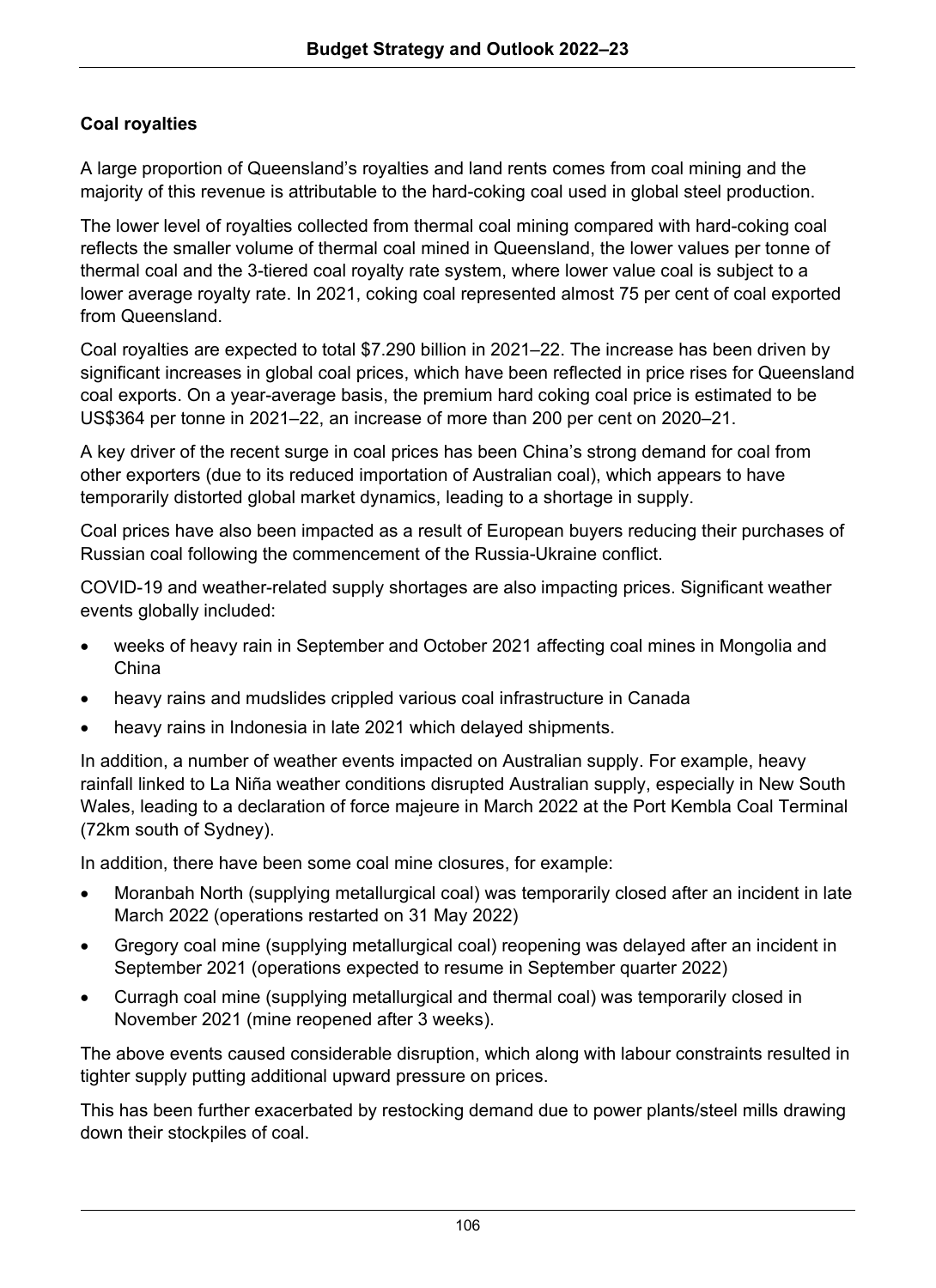### Coal royalties

A large proportion of Queensland's royalties and land rents comes from coal mining and the majority of this revenue is attributable to the hard-coking coal used in global steel production.

The lower level of royalties collected from thermal coal mining compared with hard-coking coal reflects the smaller volume of thermal coal mined in Queensland, the lower values per tonne of thermal coal and the 3-tiered coal royalty rate system, where lower value coal is subject to a lower average royalty rate. In 2021, coking coal represented almost 75 per cent of coal exported from Queensland.

Coal royalties are expected to total $7.290 billion in 2021–22. The increase has been driven by significant increases in global coal prices, which have been reflected in price rises for Queensland coal exports. On a year-average basis, the premium hard coking coal price is estimated to be US$364 per tonne in 2021–22, an increase of more than 200 per cent on 2020–21.

A key driver of the recent surge in coal prices has been China's strong demand for coal from other exporters (due to its reduced importation of Australian coal), which appears to have temporarily distorted global market dynamics, leading to a shortage in supply.

Coal prices have also been impacted as a result of European buyers reducing their purchases of Russian coal following the commencement of the Russia-Ukraine conflict.

COVID-19 and weather-related supply shortages are also impacting prices. Significant weather events globally included:

- weeks of heavy rain in September and October 2021 affecting coal mines in Mongolia and China
- heavy rains and mudslides crippled various coal infrastructure in Canada
- heavy rains in Indonesia in late 2021 which delayed shipments.

In addition, a number of weather events impacted on Australian supply. For example, heavy rainfall linked to La Niña weather conditions disrupted Australian supply, especially in New South Wales, leading to a declaration of force majeure in March 2022 at the Port Kembla Coal Terminal (72km south of Sydney).

In addition, there have been some coal mine closures, for example:

- Moranbah North (supplying metallurgical coal) was temporarily closed after an incident in late March 2022 (operations restarted on 31 May 2022)
- Gregory coal mine (supplying metallurgical coal) reopening was delayed after an incident in September 2021 (operations expected to resume in September quarter 2022)
- Curragh coal mine (supplying metallurgical and thermal coal) was temporarily closed in November 2021 (mine reopened after 3 weeks).

The above events caused considerable disruption, which along with labour constraints resulted in tighter supply putting additional upward pressure on prices.

This has been further exacerbated by restocking demand due to power plants/steel mills drawing down their stockpiles of coal.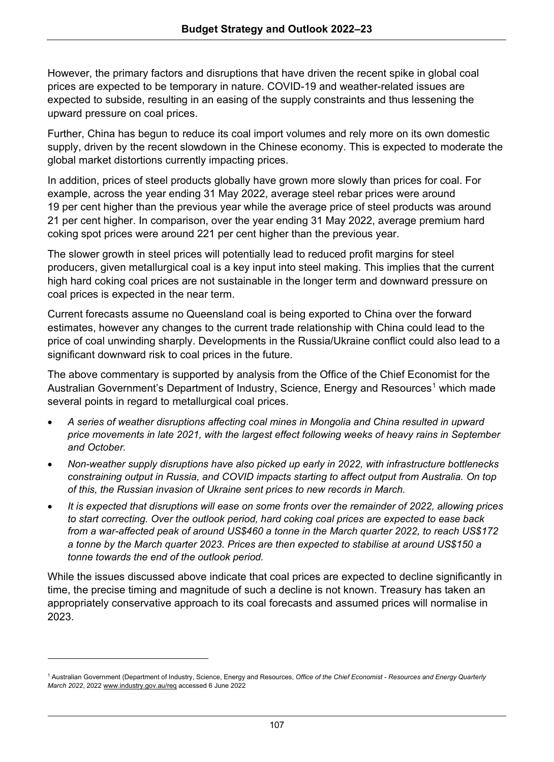However, the primary factors and disruptions that have driven the recent spike in global coal prices are expected to be temporary in nature. COVID-19 and weather-related issues are expected to subside, resulting in an easing of the supply constraints and thus lessening the upward pressure on coal prices.

Further, China has begun to reduce its coal import volumes and rely more on its own domestic supply, driven by the recent slowdown in the Chinese economy. This is expected to moderate the global market distortions currently impacting prices.

In addition, prices of steel products globally have grown more slowly than prices for coal. For example, across the year ending 31 May 2022, average steel rebar prices were around 19 per cent higher than the previous year while the average price of steel products was around 21 per cent higher. In comparison, over the year ending 31 May 2022, average premium hard coking spot prices were around 221 per cent higher than the previous year.

The slower growth in steel prices will potentially lead to reduced profit margins for steel producers, given metallurgical coal is a key input into steel making. This implies that the current high hard coking coal prices are not sustainable in the longer term and downward pressure on coal prices is expected in the near term.

Current forecasts assume no Queensland coal is being exported to China over the forward estimates, however any changes to the current trade relationship with China could lead to the price of coal unwinding sharply. Developments in the Russia/Ukraine conflict could also lead to a significant downward risk to coal prices in the future.

The above commentary is supported by analysis from the Office of the Chief Economist for the Australian Government's Department of Industry, Science, Energy and Resources[1] which made several points in regard to metallurgical coal prices.

- *A series of weather disruptions affecting coal mines in Mongolia and China resulted in upward price movements in late 2021, with the largest effect following weeks of heavy rains in September and October.*
- *Non-weather supply disruptions have also picked up early in 2022, with infrastructure bottlenecks constraining output in Russia, and COVID impacts starting to affect output from Australia. On top of this, the Russian invasion of Ukraine sent prices to new records in March.*
- *It is expected that disruptions will ease on some fronts over the remainder of 2022, allowing prices to start correcting. Over the outlook period, hard coking coal prices are expected to ease back from a war-affected peak of around US$460 a tonne in the March quarter 2022, to reach US$172 a tonne by the March quarter 2023. Prices are then expected to stabilise at around US$150 a tonne towards the end of the outlook period.*

While the issues discussed above indicate that coal prices are expected to decline significantly in time, the precise timing and magnitude of such a decline is not known. Treasury has taken an appropriately conservative approach to its coal forecasts and assumed prices will normalise in 2023.

[1] Australian Government (Department of Industry, Science, Energy and Resources, *Office of the Chief Economist - Resources and Energy Quarterly March 2022*, 2022 www.industry.gov.au/req accessed 6 June 2022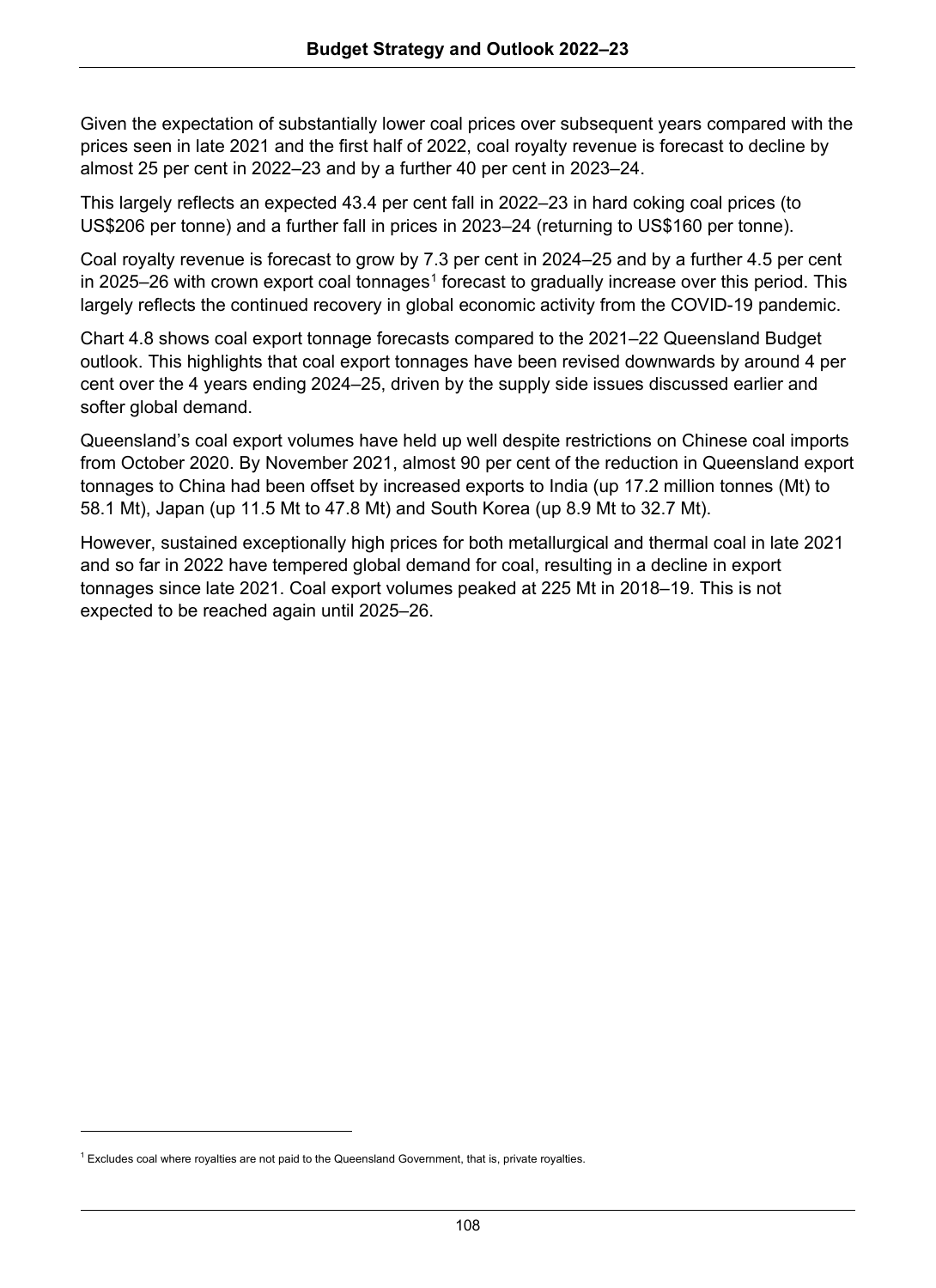Given the expectation of substantially lower coal prices over subsequent years compared with the prices seen in late 2021 and the first half of 2022, coal royalty revenue is forecast to decline by almost 25 per cent in 2022–23 and by a further 40 per cent in 2023–24.

This largely reflects an expected 43.4 per cent fall in 2022–23 in hard coking coal prices (to US$206 per tonne) and a further fall in prices in 2023–24 (returning to US$160 per tonne).

Coal royalty revenue is forecast to grow by 7.3 per cent in 2024–25 and by a further 4.5 per cent in 2025–26 with crown export coal tonnages[1] forecast to gradually increase over this period. This largely reflects the continued recovery in global economic activity from the COVID-19 pandemic.

Chart 4.8 shows coal export tonnage forecasts compared to the 2021–22 Queensland Budget outlook. This highlights that coal export tonnages have been revised downwards by around 4 per cent over the 4 years ending 2024–25, driven by the supply side issues discussed earlier and softer global demand.

Queensland's coal export volumes have held up well despite restrictions on Chinese coal imports from October 2020. By November 2021, almost 90 per cent of the reduction in Queensland export tonnages to China had been offset by increased exports to India (up 17.2 million tonnes (Mt) to 58.1 Mt), Japan (up 11.5 Mt to 47.8 Mt) and South Korea (up 8.9 Mt to 32.7 Mt).

However, sustained exceptionally high prices for both metallurgical and thermal coal in late 2021 and so far in 2022 have tempered global demand for coal, resulting in a decline in export tonnages since late 2021. Coal export volumes peaked at 225 Mt in 2018–19. This is not expected to be reached again until 2025–26.

---

[1] Excludes coal where royalties are not paid to the Queensland Government, that is, private royalties.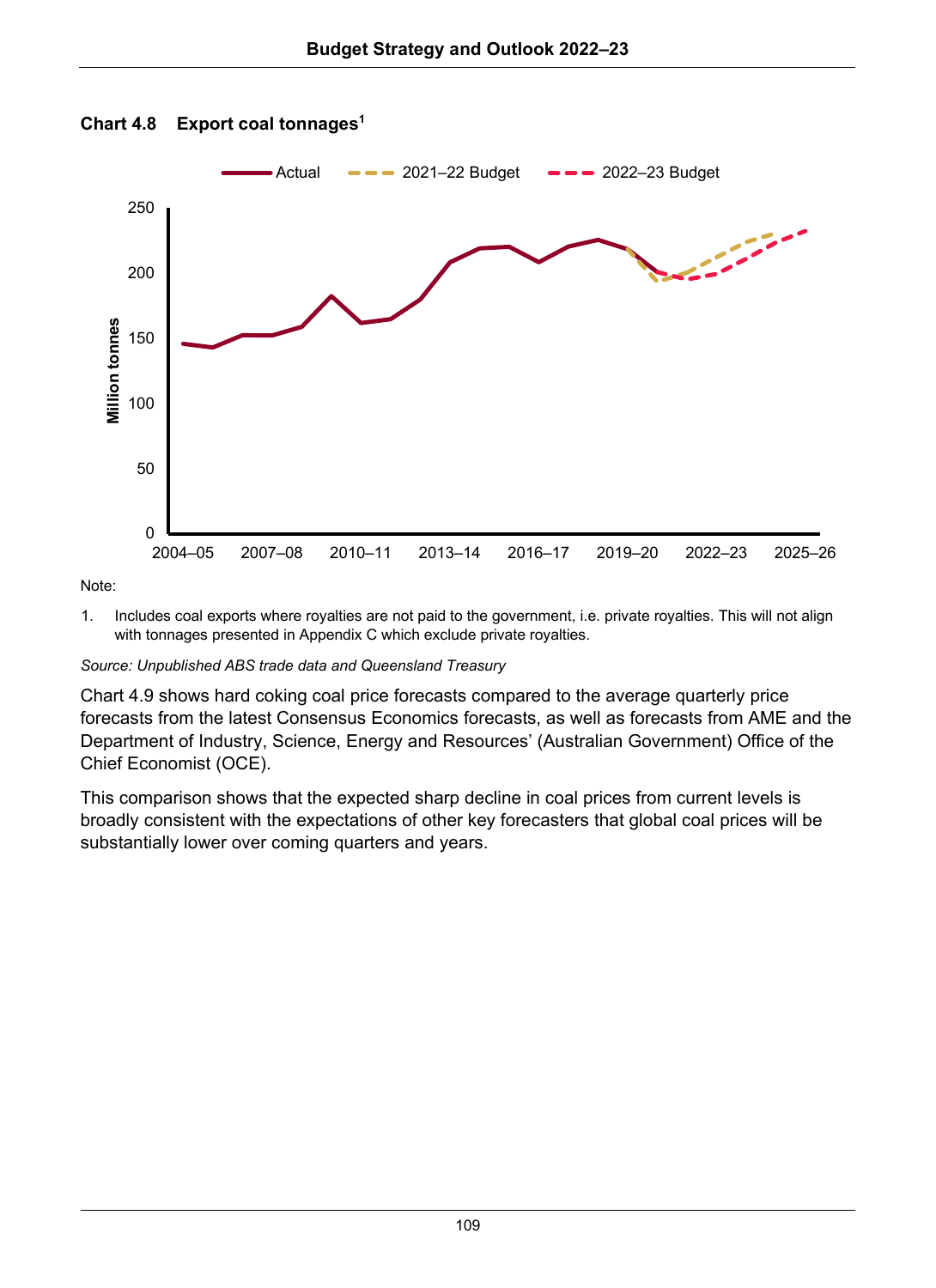**Chart 4.8 Export coal tonnages[1]**

Note:

1. Includes coal exports where royalties are not paid to the government, i.e. private royalties. This will not align with tonnages presented in Appendix C which exclude private royalties.

*Source: Unpublished ABS trade data and Queensland Treasury*

Chart 4.9 shows hard coking coal price forecasts compared to the average quarterly price forecasts from the latest Consensus Economics forecasts, as well as forecasts from AME and the Department of Industry, Science, Energy and Resources' (Australian Government) Office of the Chief Economist (OCE).

This comparison shows that the expected sharp decline in coal prices from current levels is broadly consistent with the expectations of other key forecasters that global coal prices will be substantially lower over coming quarters and years.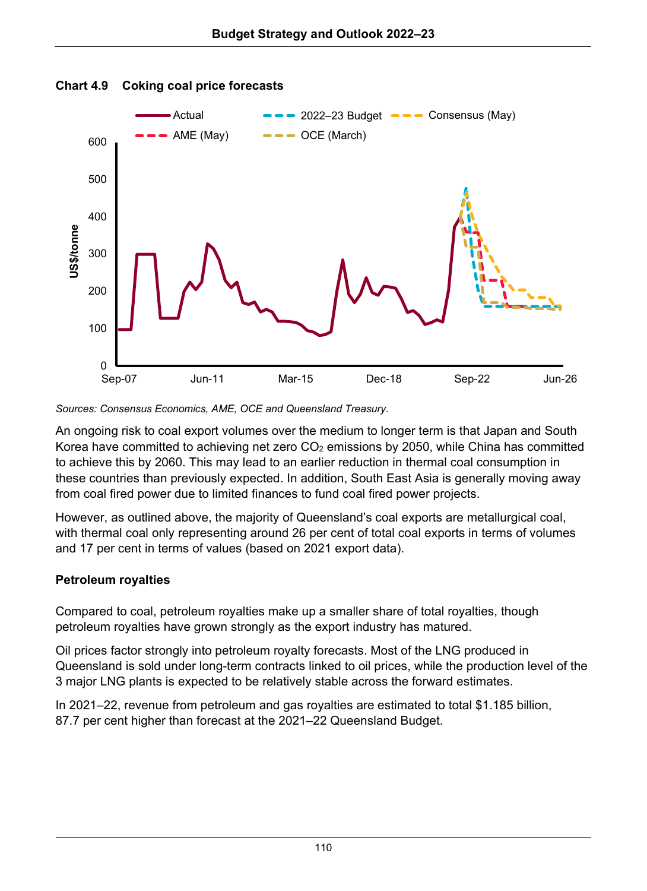**Chart 4.9 Coking coal price forecasts**

Sources: Consensus Economics, AME, OCE and Queensland Treasury.

An ongoing risk to coal export volumes over the medium to longer term is that Japan and South Korea have committed to achieving net zero $CO_2$ emissions by 2050, while China has committed to achieve this by 2060. This may lead to an earlier reduction in thermal coal consumption in these countries than previously expected. In addition, South East Asia is generally moving away from coal fired power due to limited finances to fund coal fired power projects.

However, as outlined above, the majority of Queensland's coal exports are metallurgical coal, with thermal coal only representing around 26 per cent of total coal exports in terms of volumes and 17 per cent in terms of values (based on 2021 export data).

### Petroleum royalties

Compared to coal, petroleum royalties make up a smaller share of total royalties, though petroleum royalties have grown strongly as the export industry has matured.

Oil prices factor strongly into petroleum royalty forecasts. Most of the LNG produced in Queensland is sold under long-term contracts linked to oil prices, while the production level of the 3 major LNG plants is expected to be relatively stable across the forward estimates.

In 2021–22, revenue from petroleum and gas royalties are estimated to total $1.185 billion, 87.7 per cent higher than forecast at the 2021–22 Queensland Budget.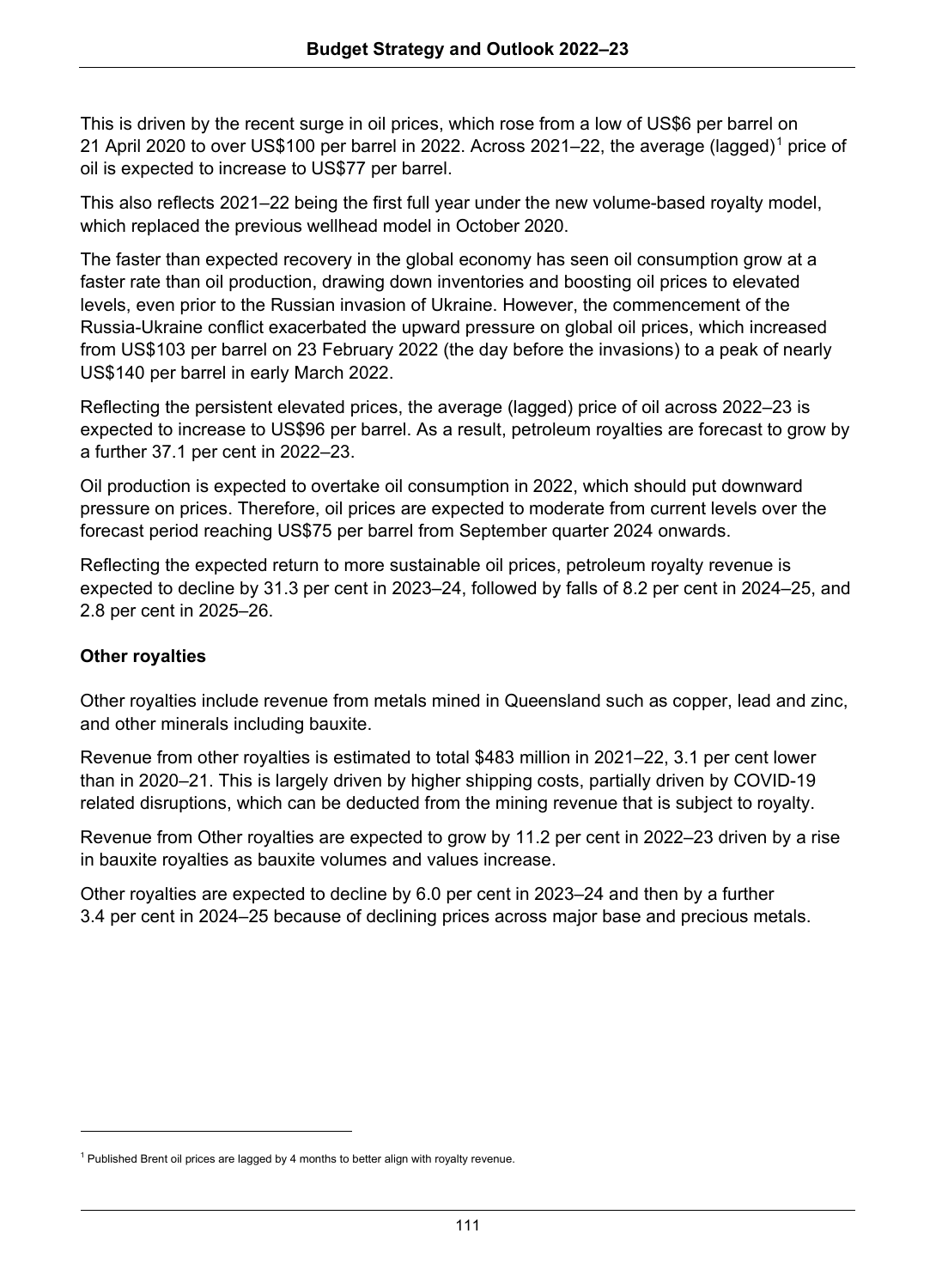This is driven by the recent surge in oil prices, which rose from a low of US$6 per barrel on 21 April 2020 to over US$100 per barrel in 2022. Across 2021–22, the average (lagged)[1] price of oil is expected to increase to US$77 per barrel.

This also reflects 2021–22 being the first full year under the new volume-based royalty model, which replaced the previous wellhead model in October 2020.

The faster than expected recovery in the global economy has seen oil consumption grow at a faster rate than oil production, drawing down inventories and boosting oil prices to elevated levels, even prior to the Russian invasion of Ukraine. However, the commencement of the Russia-Ukraine conflict exacerbated the upward pressure on global oil prices, which increased from US$103 per barrel on 23 February 2022 (the day before the invasions) to a peak of nearly US$140 per barrel in early March 2022.

Reflecting the persistent elevated prices, the average (lagged) price of oil across 2022–23 is expected to increase to US$96 per barrel. As a result, petroleum royalties are forecast to grow by a further 37.1 per cent in 2022–23.

Oil production is expected to overtake oil consumption in 2022, which should put downward pressure on prices. Therefore, oil prices are expected to moderate from current levels over the forecast period reaching US$75 per barrel from September quarter 2024 onwards.

Reflecting the expected return to more sustainable oil prices, petroleum royalty revenue is expected to decline by 31.3 per cent in 2023–24, followed by falls of 8.2 per cent in 2024–25, and 2.8 per cent in 2025–26.

**Other royalties**

Other royalties include revenue from metals mined in Queensland such as copper, lead and zinc, and other minerals including bauxite.

Revenue from other royalties is estimated to total $483 million in 2021–22, 3.1 per cent lower than in 2020–21. This is largely driven by higher shipping costs, partially driven by COVID-19 related disruptions, which can be deducted from the mining revenue that is subject to royalty.

Revenue from Other royalties are expected to grow by 11.2 per cent in 2022–23 driven by a rise in bauxite royalties as bauxite volumes and values increase.

Other royalties are expected to decline by 6.0 per cent in 2023–24 and then by a further 3.4 per cent in 2024–25 because of declining prices across major base and precious metals.

---

[1] Published Brent oil prices are lagged by 4 months to better align with royalty revenue.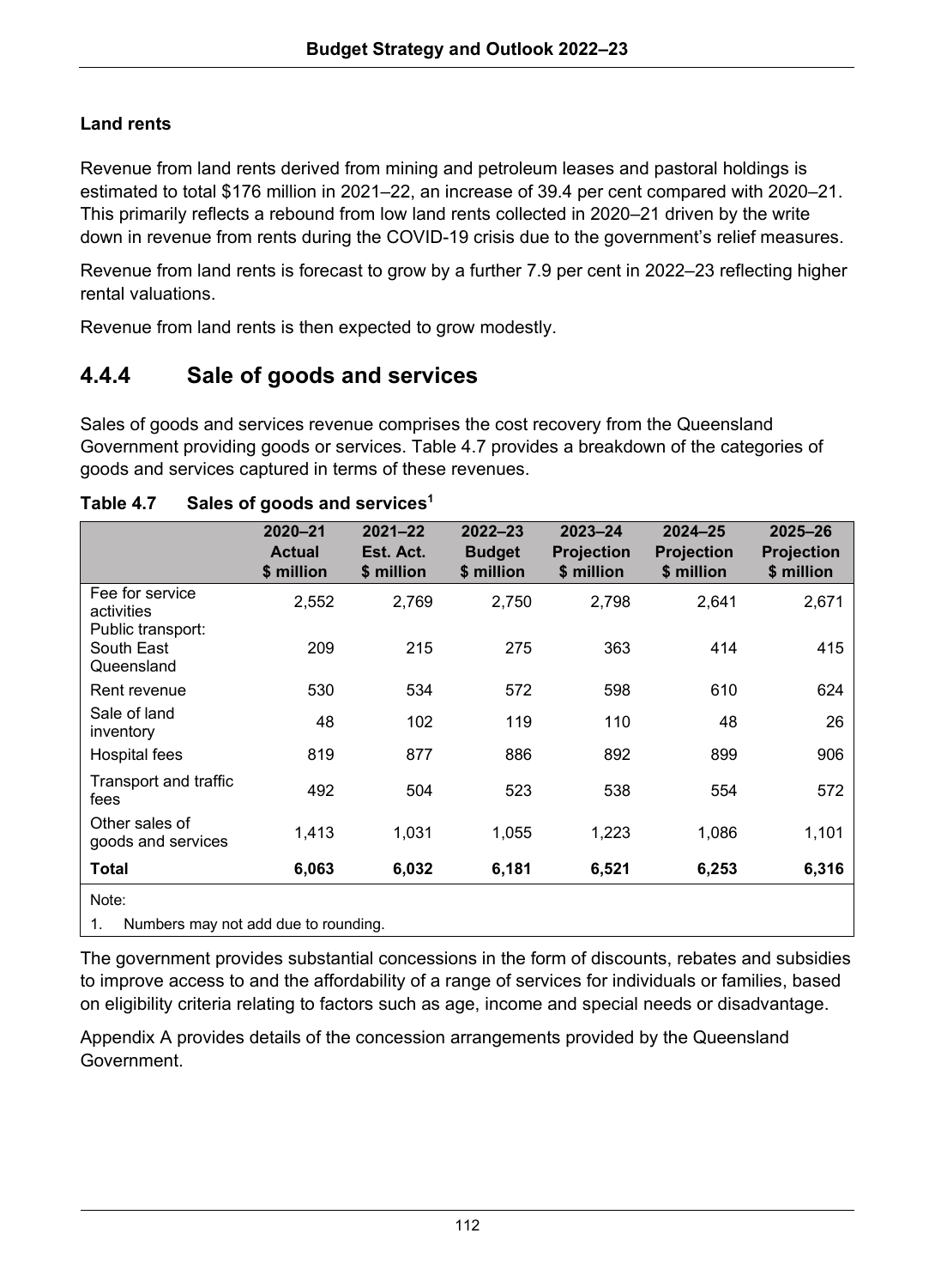**Land rents**

Revenue from land rents derived from mining and petroleum leases and pastoral holdings is estimated to total $176 million in 2021–22, an increase of 39.4 per cent compared with 2020–21. This primarily reflects a rebound from low land rents collected in 2020–21 driven by the write down in revenue from rents during the COVID-19 crisis due to the government's relief measures.

Revenue from land rents is forecast to grow by a further 7.9 per cent in 2022–23 reflecting higher rental valuations.

Revenue from land rents is then expected to grow modestly.

## 4.4.4 Sale of goods and services

Sales of goods and services revenue comprises the cost recovery from the Queensland Government providing goods or services. Table 4.7 provides a breakdown of the categories of goods and services captured in terms of these revenues.

**Table 4.7 Sales of goods and services[1]**

| | 2020–21 Actual $ million | 2021–22 Est. Act. $ million | 2022–23 Budget $ million | 2023–24 Projection $ million | 2024–25 Projection $ million | 2025–26 Projection $ million |
|---|---|---|---|---|---|---|
| Fee for service activities | 2,552 | 2,769 | 2,750 | 2,798 | 2,641 | 2,671 |
| Public transport: South East Queensland | 209 | 215 | 275 | 363 | 414 | 415 |
| Rent revenue | 530 | 534 | 572 | 598 | 610 | 624 |
| Sale of land inventory | 48 | 102 | 119 | 110 | 48 | 26 |
| Hospital fees | 819 | 877 | 886 | 892 | 899 | 906 |
| Transport and traffic fees | 492 | 504 | 523 | 538 | 554 | 572 |
| Other sales of goods and services | 1,413 | 1,031 | 1,055 | 1,223 | 1,086 | 1,101 |
| **Total** | **6,063** | **6,032** | **6,181** | **6,521** | **6,253** | **6,316** |

Note:

1. Numbers may not add due to rounding.

The government provides substantial concessions in the form of discounts, rebates and subsidies to improve access to and the affordability of a range of services for individuals or families, based on eligibility criteria relating to factors such as age, income and special needs or disadvantage.

Appendix A provides details of the concession arrangements provided by the Queensland Government.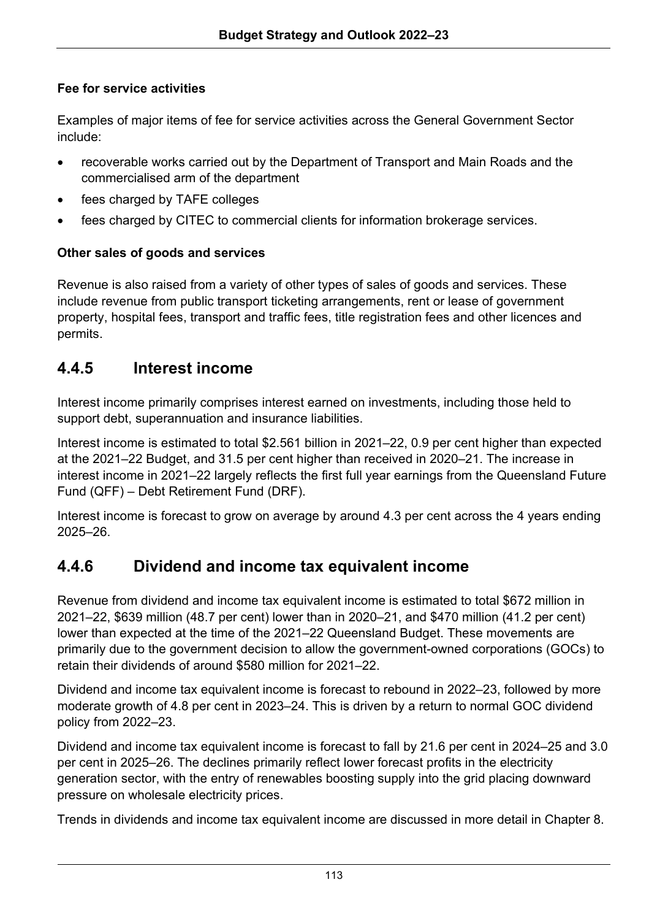**Fee for service activities**

Examples of major items of fee for service activities across the General Government Sector include:

- recoverable works carried out by the Department of Transport and Main Roads and the commercialised arm of the department
- fees charged by TAFE colleges
- fees charged by CITEC to commercial clients for information brokerage services.

**Other sales of goods and services**

Revenue is also raised from a variety of other types of sales of goods and services. These include revenue from public transport ticketing arrangements, rent or lease of government property, hospital fees, transport and traffic fees, title registration fees and other licences and permits.

## 4.4.5 Interest income

Interest income primarily comprises interest earned on investments, including those held to support debt, superannuation and insurance liabilities.

Interest income is estimated to total $2.561 billion in 2021–22, 0.9 per cent higher than expected at the 2021–22 Budget, and 31.5 per cent higher than received in 2020–21. The increase in interest income in 2021–22 largely reflects the first full year earnings from the Queensland Future Fund (QFF) – Debt Retirement Fund (DRF).

Interest income is forecast to grow on average by around 4.3 per cent across the 4 years ending 2025–26.

## 4.4.6 Dividend and income tax equivalent income

Revenue from dividend and income tax equivalent income is estimated to total $672 million in 2021–22, $639 million (48.7 per cent) lower than in 2020–21, and $470 million (41.2 per cent) lower than expected at the time of the 2021–22 Queensland Budget. These movements are primarily due to the government decision to allow the government-owned corporations (GOCs) to retain their dividends of around $580 million for 2021–22.

Dividend and income tax equivalent income is forecast to rebound in 2022–23, followed by more moderate growth of 4.8 per cent in 2023–24. This is driven by a return to normal GOC dividend policy from 2022–23.

Dividend and income tax equivalent income is forecast to fall by 21.6 per cent in 2024–25 and 3.0 per cent in 2025–26. The declines primarily reflect lower forecast profits in the electricity generation sector, with the entry of renewables boosting supply into the grid placing downward pressure on wholesale electricity prices.

Trends in dividends and income tax equivalent income are discussed in more detail in Chapter 8.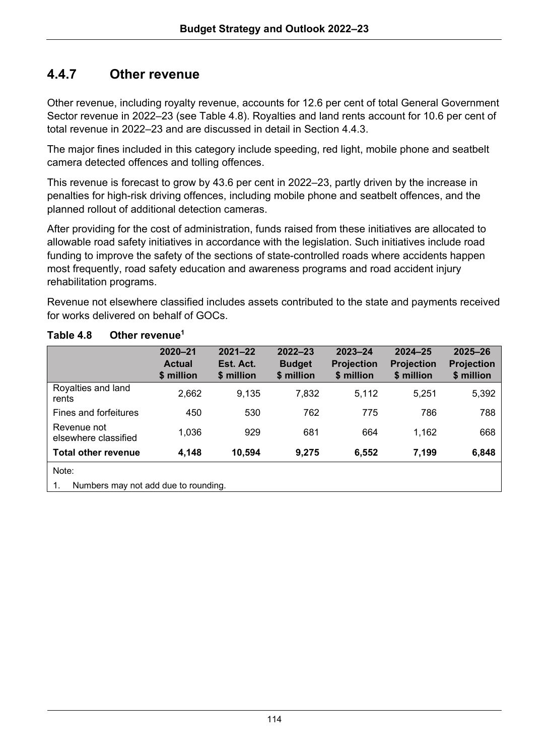## 4.4.7 Other revenue

Other revenue, including royalty revenue, accounts for 12.6 per cent of total General Government Sector revenue in 2022–23 (see Table 4.8). Royalties and land rents account for 10.6 per cent of total revenue in 2022–23 and are discussed in detail in Section 4.4.3.

The major fines included in this category include speeding, red light, mobile phone and seatbelt camera detected offences and tolling offences.

This revenue is forecast to grow by 43.6 per cent in 2022–23, partly driven by the increase in penalties for high-risk driving offences, including mobile phone and seatbelt offences, and the planned rollout of additional detection cameras.

After providing for the cost of administration, funds raised from these initiatives are allocated to allowable road safety initiatives in accordance with the legislation. Such initiatives include road funding to improve the safety of the sections of state-controlled roads where accidents happen most frequently, road safety education and awareness programs and road accident injury rehabilitation programs.

Revenue not elsewhere classified includes assets contributed to the state and payments received for works delivered on behalf of GOCs.

**Table 4.8 Other revenue[1]**

| | 2020–21 Actual $ million | 2021–22 Est. Act. $ million | 2022–23 Budget $ million | 2023–24 Projection $ million | 2024–25 Projection $ million | 2025–26 Projection $ million |
|---|---|---|---|---|---|---|
| Royalties and land rents | 2,662 | 9,135 | 7,832 | 5,112 | 5,251 | 5,392 |
| Fines and forfeitures | 450 | 530 | 762 | 775 | 786 | 788 |
| Revenue not elsewhere classified | 1,036 | 929 | 681 | 664 | 1,162 | 668 |
| **Total other revenue** | **4,148** | **10,594** | **9,275** | **6,552** | **7,199** | **6,848** |

Note:

1. Numbers may not add due to rounding.